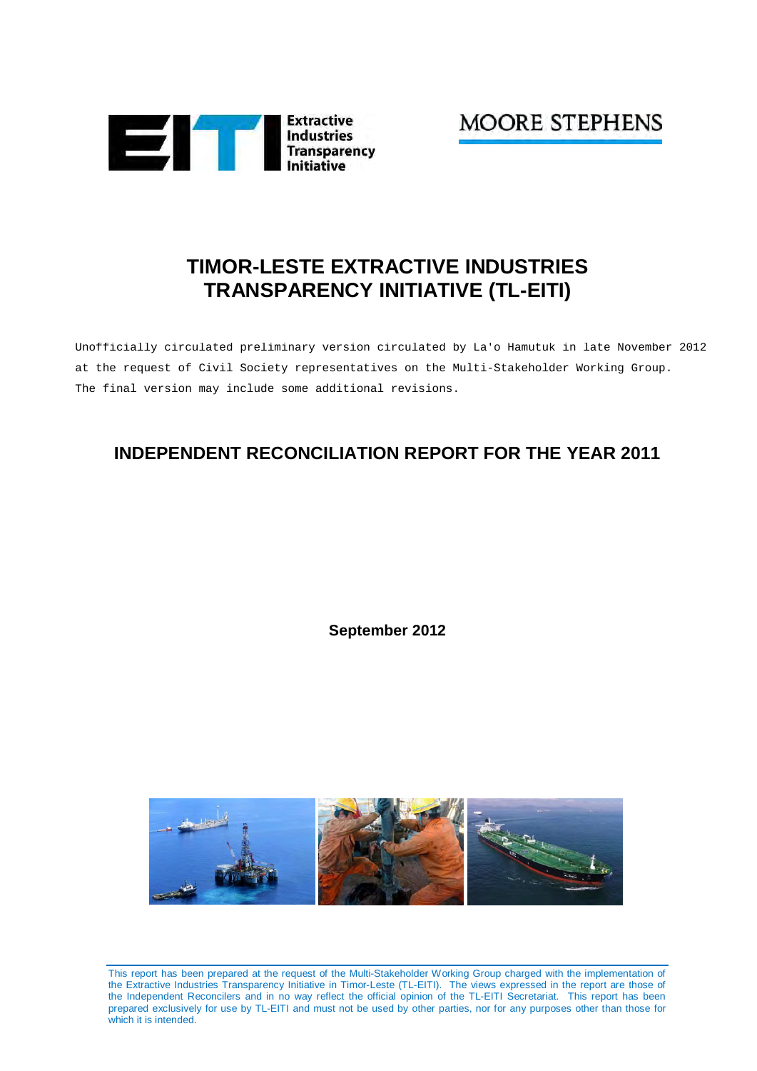Extractive Industries Transparency Initiative

MOORE STEPHENS

# TIMOR-LESTE EXTRACTIVE INDUSTRIES TRANSPARENCY INITIATIVE (TL-EITI)

Unofficially circulated preliminary version circulated by La'o Hamutuk in late November 2012 at the request of Civil Society representatives on the Multi-Stakeholder Working Group. The final version may include some additional revisions.

## INDEPENDENT RECONCILIATION REPORT FOR THE YEAR 2011

**September 2012**

This report has been prepared at the request of the Multi-Stakeholder Working Group charged with the implementation of the Extractive Industries Transparency Initiative in Timor-Leste (TL-EITI). The views expressed in the report are those of the Independent Reconcilers and in no way reflect the official opinion of the TL-EITI Secretariat. This report has been prepared exclusively for use by TL-EITI and must not be used by other parties, nor for any purposes other than those for which it is intended.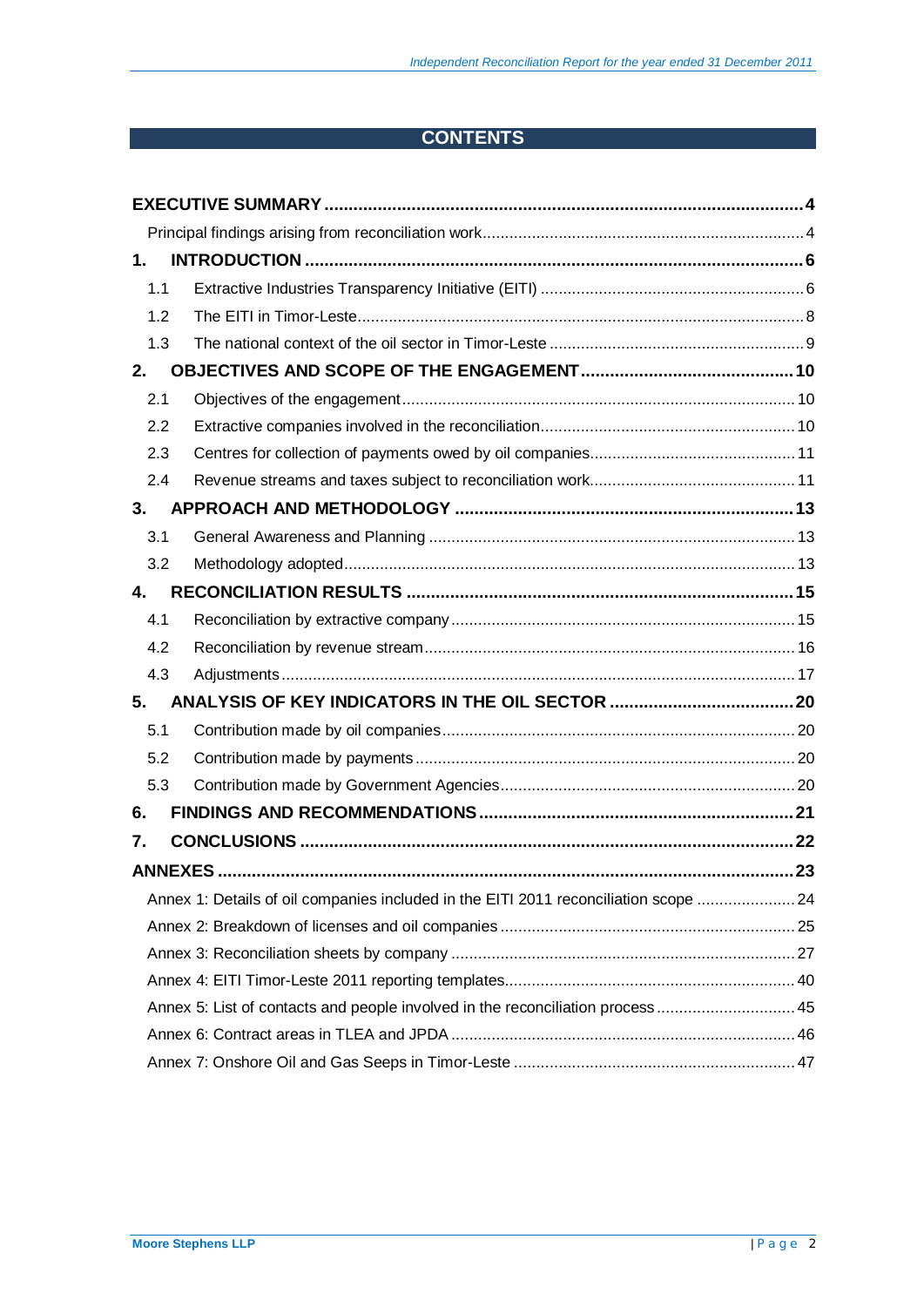# CONTENTS

| | |
|---|---|
| **EXECUTIVE SUMMARY** | **4** |
| Principal findings arising from reconciliation work | 4 |
| **1. INTRODUCTION** | **6** |
| 1.1 Extractive Industries Transparency Initiative (EITI) | 6 |
| 1.2 The EITI in Timor-Leste | 8 |
| 1.3 The national context of the oil sector in Timor-Leste | 9 |
| **2. OBJECTIVES AND SCOPE OF THE ENGAGEMENT** | **10** |
| 2.1 Objectives of the engagement | 10 |
| 2.2 Extractive companies involved in the reconciliation | 10 |
| 2.3 Centres for collection of payments owed by oil companies | 11 |
| 2.4 Revenue streams and taxes subject to reconciliation work | 11 |
| **3. APPROACH AND METHODOLOGY** | **13** |
| 3.1 General Awareness and Planning | 13 |
| 3.2 Methodology adopted | 13 |
| **4. RECONCILIATION RESULTS** | **15** |
| 4.1 Reconciliation by extractive company | 15 |
| 4.2 Reconciliation by revenue stream | 16 |
| 4.3 Adjustments | 17 |
| **5. ANALYSIS OF KEY INDICATORS IN THE OIL SECTOR** | **20** |
| 5.1 Contribution made by oil companies | 20 |
| 5.2 Contribution made by payments | 20 |
| 5.3 Contribution made by Government Agencies | 20 |
| **6. FINDINGS AND RECOMMENDATIONS** | **21** |
| **7. CONCLUSIONS** | **22** |
| **ANNEXES** | **23** |
| Annex 1: Details of oil companies included in the EITI 2011 reconciliation scope | 24 |
| Annex 2: Breakdown of licenses and oil companies | 25 |
| Annex 3: Reconciliation sheets by company | 27 |
| Annex 4: EITI Timor-Leste 2011 reporting templates | 40 |
| Annex 5: List of contacts and people involved in the reconciliation process | 45 |
| Annex 6: Contract areas in TLEA and JPDA | 46 |
| Annex 7: Onshore Oil and Gas Seeps in Timor-Leste | 47 |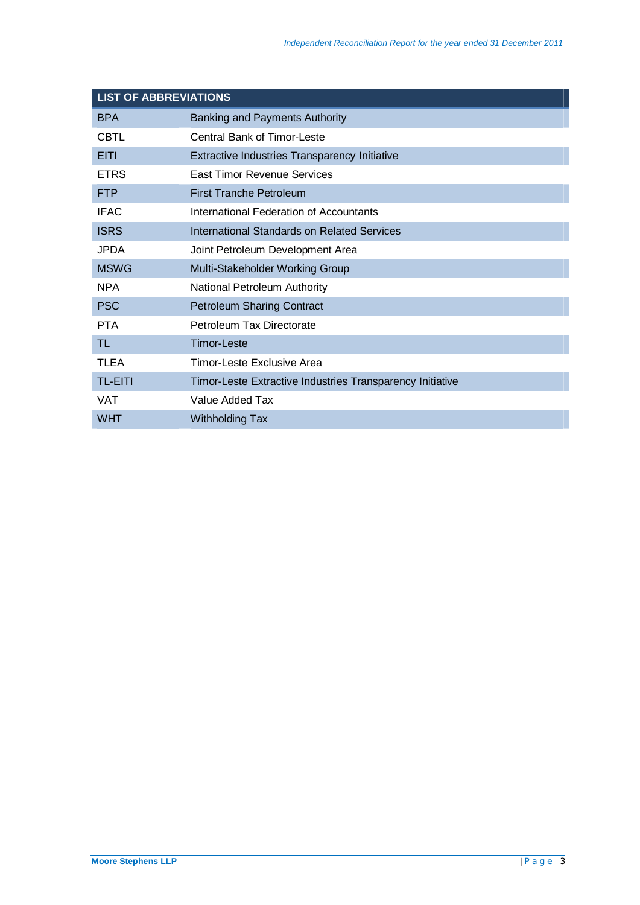| LIST OF ABBREVIATIONS | |
|---|---|
| BPA | Banking and Payments Authority |
| CBTL | Central Bank of Timor-Leste |
| EITI | Extractive Industries Transparency Initiative |
| ETRS | East Timor Revenue Services |
| FTP | First Tranche Petroleum |
| IFAC | International Federation of Accountants |
| ISRS | International Standards on Related Services |
| JPDA | Joint Petroleum Development Area |
| MSWG | Multi-Stakeholder Working Group |
| NPA | National Petroleum Authority |
| PSC | Petroleum Sharing Contract |
| PTA | Petroleum Tax Directorate |
| TL | Timor-Leste |
| TLEA | Timor-Leste Exclusive Area |
| TL-EITI | Timor-Leste Extractive Industries Transparency Initiative |
| VAT | Value Added Tax |
| WHT | Withholding Tax |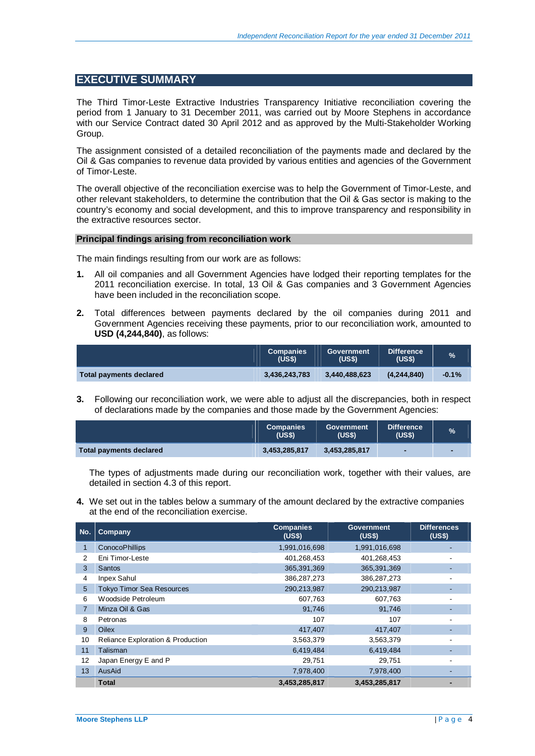## EXECUTIVE SUMMARY

The Third Timor-Leste Extractive Industries Transparency Initiative reconciliation covering the period from 1 January to 31 December 2011, was carried out by Moore Stephens in accordance with our Service Contract dated 30 April 2012 and as approved by the Multi-Stakeholder Working Group.

The assignment consisted of a detailed reconciliation of the payments made and declared by the Oil & Gas companies to revenue data provided by various entities and agencies of the Government of Timor-Leste.

The overall objective of the reconciliation exercise was to help the Government of Timor-Leste, and other relevant stakeholders, to determine the contribution that the Oil & Gas sector is making to the country's economy and social development, and this to improve transparency and responsibility in the extractive resources sector.

### Principal findings arising from reconciliation work

The main findings resulting from our work are as follows:

1. All oil companies and all Government Agencies have lodged their reporting templates for the 2011 reconciliation exercise. In total, 13 Oil & Gas companies and 3 Government Agencies have been included in the reconciliation scope.

2. Total differences between payments declared by the oil companies during 2011 and Government Agencies receiving these payments, prior to our reconciliation work, amounted to **USD (4,244,840)**, as follows:

| | Companies (US$) | Government (US$) | Difference (US$) | % |
|---|---|---|---|---|
| **Total payments declared** | **3,436,243,783** | **3,440,488,623** | **(4,244,840)** | **-0.1%** |

3. Following our reconciliation work, we were able to adjust all the discrepancies, both in respect of declarations made by the companies and those made by the Government Agencies:

| | Companies (US$) | Government (US$) | Difference (US$) | % |
|---|---|---|---|---|
| **Total payments declared** | **3,453,285,817** | **3,453,285,817** | **-** | **-** |

The types of adjustments made during our reconciliation work, together with their values, are detailed in section 4.3 of this report.

4. We set out in the tables below a summary of the amount declared by the extractive companies at the end of the reconciliation exercise.

| No. | Company | Companies (US$) | Government (US$) | Differences (US$) |
|---|---|---|---|---|
| 1 | ConocoPhillips | 1,991,016,698 | 1,991,016,698 | - |
| 2 | Eni Timor-Leste | 401,268,453 | 401,268,453 | - |
| 3 | Santos | 365,391,369 | 365,391,369 | - |
| 4 | Inpex Sahul | 386,287,273 | 386,287,273 | - |
| 5 | Tokyo Timor Sea Resources | 290,213,987 | 290,213,987 | - |
| 6 | Woodside Petroleum | 607,763 | 607,763 | - |
| 7 | Minza Oil & Gas | 91,746 | 91,746 | - |
| 8 | Petronas | 107 | 107 | - |
| 9 | Oilex | 417,407 | 417,407 | - |
| 10 | Reliance Exploration & Production | 3,563,379 | 3,563,379 | - |
| 11 | Talisman | 6,419,484 | 6,419,484 | - |
| 12 | Japan Energy E and P | 29,751 | 29,751 | - |
| 13 | AusAid | 7,978,400 | 7,978,400 | - |
| | **Total** | **3,453,285,817** | **3,453,285,817** | **-** |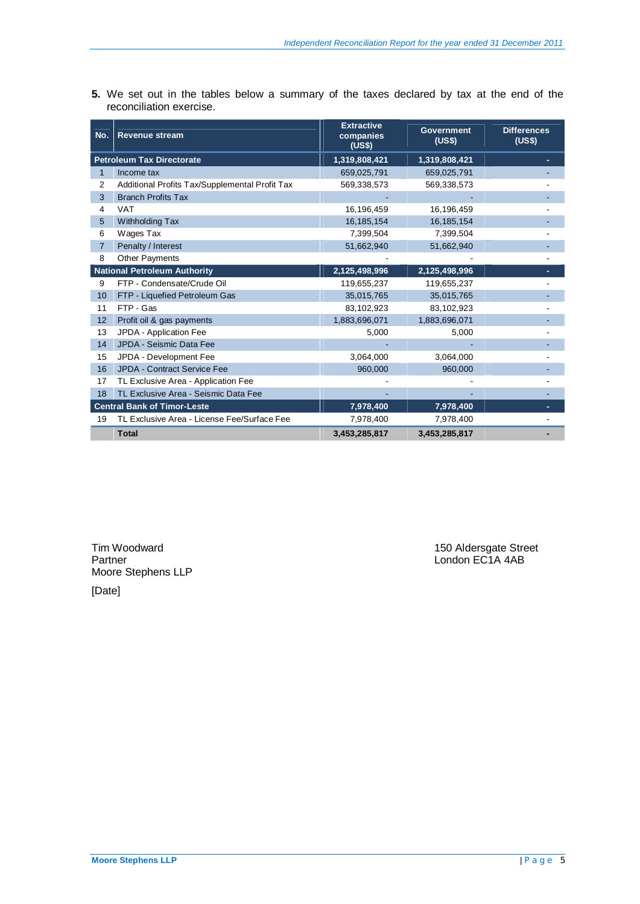**5.** We set out in the tables below a summary of the taxes declared by tax at the end of the reconciliation exercise.

| No. | Revenue stream | Extractive companies (US$) | Government (US$) | Differences (US$) |
|---|---|---|---|---|
| | **Petroleum Tax Directorate** | **1,319,808,421** | **1,319,808,421** | **-** |
| 1 | Income tax | 659,025,791 | 659,025,791 | - |
| 2 | Additional Profits Tax/Supplemental Profit Tax | 569,338,573 | 569,338,573 | - |
| 3 | Branch Profits Tax | - | - | - |
| 4 | VAT | 16,196,459 | 16,196,459 | - |
| 5 | Withholding Tax | 16,185,154 | 16,185,154 | - |
| 6 | Wages Tax | 7,399,504 | 7,399,504 | - |
| 7 | Penalty / Interest | 51,662,940 | 51,662,940 | - |
| 8 | Other Payments | - | - | - |
| | **National Petroleum Authority** | **2,125,498,996** | **2,125,498,996** | **-** |
| 9 | FTP - Condensate/Crude Oil | 119,655,237 | 119,655,237 | - |
| 10 | FTP - Liquefied Petroleum Gas | 35,015,765 | 35,015,765 | - |
| 11 | FTP - Gas | 83,102,923 | 83,102,923 | - |
| 12 | Profit oil & gas payments | 1,883,696,071 | 1,883,696,071 | - |
| 13 | JPDA - Application Fee | 5,000 | 5,000 | - |
| 14 | JPDA - Seismic Data Fee | - | - | - |
| 15 | JPDA - Development Fee | 3,064,000 | 3,064,000 | - |
| 16 | JPDA - Contract Service Fee | 960,000 | 960,000 | - |
| 17 | TL Exclusive Area - Application Fee | - | - | - |
| 18 | TL Exclusive Area - Seismic Data Fee | - | - | - |
| | **Central Bank of Timor-Leste** | **7,978,400** | **7,978,400** | **-** |
| 19 | TL Exclusive Area - License Fee/Surface Fee | 7,978,400 | 7,978,400 | - |
| | **Total** | **3,453,285,817** | **3,453,285,817** | **-** |

Tim Woodward
Partner
Moore Stephens LLP

[Date]

150 Aldersgate Street
London EC1A 4AB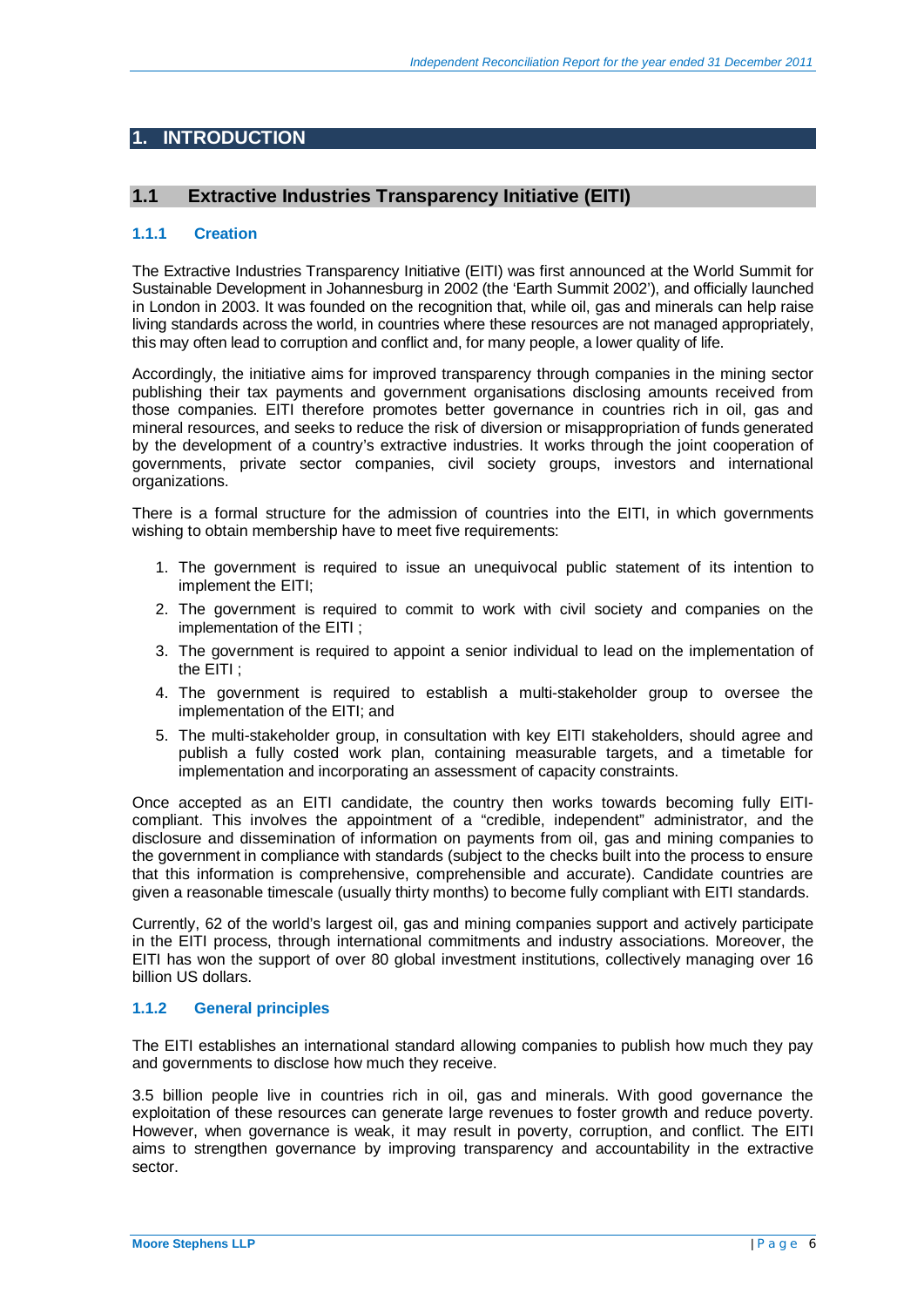# 1. INTRODUCTION

## 1.1 Extractive Industries Transparency Initiative (EITI)

### 1.1.1 Creation

The Extractive Industries Transparency Initiative (EITI) was first announced at the World Summit for Sustainable Development in Johannesburg in 2002 (the 'Earth Summit 2002'), and officially launched in London in 2003. It was founded on the recognition that, while oil, gas and minerals can help raise living standards across the world, in countries where these resources are not managed appropriately, this may often lead to corruption and conflict and, for many people, a lower quality of life.

Accordingly, the initiative aims for improved transparency through companies in the mining sector publishing their tax payments and government organisations disclosing amounts received from those companies. EITI therefore promotes better governance in countries rich in oil, gas and mineral resources, and seeks to reduce the risk of diversion or misappropriation of funds generated by the development of a country's extractive industries. It works through the joint cooperation of governments, private sector companies, civil society groups, investors and international organizations.

There is a formal structure for the admission of countries into the EITI, in which governments wishing to obtain membership have to meet five requirements:

1. The government is required to issue an unequivocal public statement of its intention to implement the EITI;
2. The government is required to commit to work with civil society and companies on the implementation of the EITI ;
3. The government is required to appoint a senior individual to lead on the implementation of the EITI ;
4. The government is required to establish a multi-stakeholder group to oversee the implementation of the EITI; and
5. The multi-stakeholder group, in consultation with key EITI stakeholders, should agree and publish a fully costed work plan, containing measurable targets, and a timetable for implementation and incorporating an assessment of capacity constraints.

Once accepted as an EITI candidate, the country then works towards becoming fully EITI-compliant. This involves the appointment of a "credible, independent" administrator, and the disclosure and dissemination of information on payments from oil, gas and mining companies to the government in compliance with standards (subject to the checks built into the process to ensure that this information is comprehensive, comprehensible and accurate). Candidate countries are given a reasonable timescale (usually thirty months) to become fully compliant with EITI standards.

Currently, 62 of the world's largest oil, gas and mining companies support and actively participate in the EITI process, through international commitments and industry associations. Moreover, the EITI has won the support of over 80 global investment institutions, collectively managing over 16 billion US dollars.

### 1.1.2 General principles

The EITI establishes an international standard allowing companies to publish how much they pay and governments to disclose how much they receive.

3.5 billion people live in countries rich in oil, gas and minerals. With good governance the exploitation of these resources can generate large revenues to foster growth and reduce poverty. However, when governance is weak, it may result in poverty, corruption, and conflict. The EITI aims to strengthen governance by improving transparency and accountability in the extractive sector.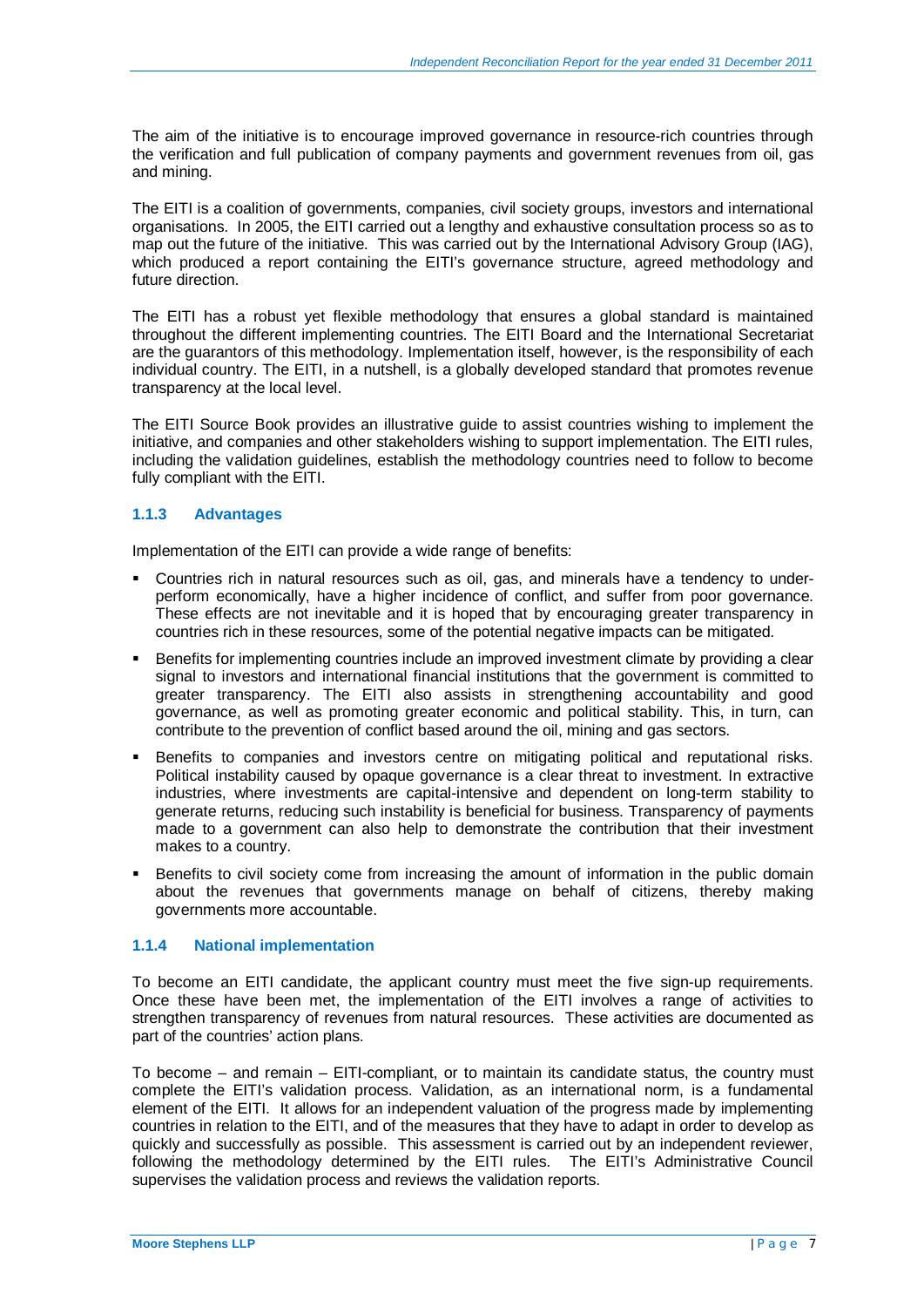The aim of the initiative is to encourage improved governance in resource-rich countries through the verification and full publication of company payments and government revenues from oil, gas and mining.

The EITI is a coalition of governments, companies, civil society groups, investors and international organisations. In 2005, the EITI carried out a lengthy and exhaustive consultation process so as to map out the future of the initiative. This was carried out by the International Advisory Group (IAG), which produced a report containing the EITI's governance structure, agreed methodology and future direction.

The EITI has a robust yet flexible methodology that ensures a global standard is maintained throughout the different implementing countries. The EITI Board and the International Secretariat are the guarantors of this methodology. Implementation itself, however, is the responsibility of each individual country. The EITI, in a nutshell, is a globally developed standard that promotes revenue transparency at the local level.

The EITI Source Book provides an illustrative guide to assist countries wishing to implement the initiative, and companies and other stakeholders wishing to support implementation. The EITI rules, including the validation guidelines, establish the methodology countries need to follow to become fully compliant with the EITI.

### 1.1.3 Advantages

Implementation of the EITI can provide a wide range of benefits:

- Countries rich in natural resources such as oil, gas, and minerals have a tendency to under-perform economically, have a higher incidence of conflict, and suffer from poor governance. These effects are not inevitable and it is hoped that by encouraging greater transparency in countries rich in these resources, some of the potential negative impacts can be mitigated.
- Benefits for implementing countries include an improved investment climate by providing a clear signal to investors and international financial institutions that the government is committed to greater transparency. The EITI also assists in strengthening accountability and good governance, as well as promoting greater economic and political stability. This, in turn, can contribute to the prevention of conflict based around the oil, mining and gas sectors.
- Benefits to companies and investors centre on mitigating political and reputational risks. Political instability caused by opaque governance is a clear threat to investment. In extractive industries, where investments are capital-intensive and dependent on long-term stability to generate returns, reducing such instability is beneficial for business. Transparency of payments made to a government can also help to demonstrate the contribution that their investment makes to a country.
- Benefits to civil society come from increasing the amount of information in the public domain about the revenues that governments manage on behalf of citizens, thereby making governments more accountable.

### 1.1.4 National implementation

To become an EITI candidate, the applicant country must meet the five sign-up requirements. Once these have been met, the implementation of the EITI involves a range of activities to strengthen transparency of revenues from natural resources. These activities are documented as part of the countries' action plans.

To become – and remain – EITI-compliant, or to maintain its candidate status, the country must complete the EITI's validation process. Validation, as an international norm, is a fundamental element of the EITI. It allows for an independent valuation of the progress made by implementing countries in relation to the EITI, and of the measures that they have to adapt in order to develop as quickly and successfully as possible. This assessment is carried out by an independent reviewer, following the methodology determined by the EITI rules. The EITI's Administrative Council supervises the validation process and reviews the validation reports.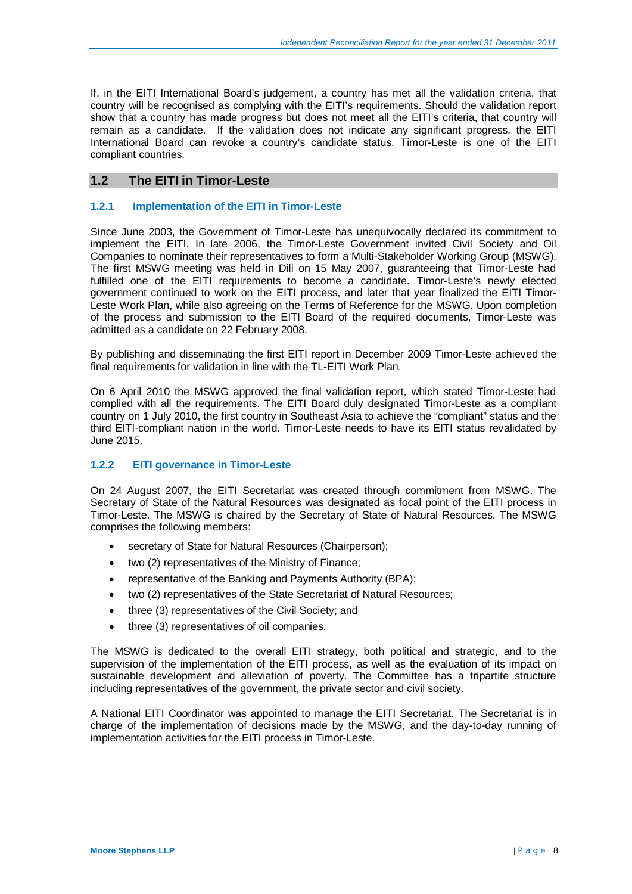If, in the EITI International Board's judgement, a country has met all the validation criteria, that country will be recognised as complying with the EITI's requirements. Should the validation report show that a country has made progress but does not meet all the EITI's criteria, that country will remain as a candidate. If the validation does not indicate any significant progress, the EITI International Board can revoke a country's candidate status. Timor-Leste is one of the EITI compliant countries.

## 1.2 The EITI in Timor-Leste

### 1.2.1 Implementation of the EITI in Timor-Leste

Since June 2003, the Government of Timor-Leste has unequivocally declared its commitment to implement the EITI. In late 2006, the Timor-Leste Government invited Civil Society and Oil Companies to nominate their representatives to form a Multi-Stakeholder Working Group (MSWG). The first MSWG meeting was held in Dili on 15 May 2007, guaranteeing that Timor-Leste had fulfilled one of the EITI requirements to become a candidate. Timor-Leste's newly elected government continued to work on the EITI process, and later that year finalized the EITI Timor-Leste Work Plan, while also agreeing on the Terms of Reference for the MSWG. Upon completion of the process and submission to the EITI Board of the required documents, Timor-Leste was admitted as a candidate on 22 February 2008.

By publishing and disseminating the first EITI report in December 2009 Timor-Leste achieved the final requirements for validation in line with the TL-EITI Work Plan.

On 6 April 2010 the MSWG approved the final validation report, which stated Timor-Leste had complied with all the requirements. The EITI Board duly designated Timor-Leste as a compliant country on 1 July 2010, the first country in Southeast Asia to achieve the "compliant" status and the third EITI-compliant nation in the world. Timor-Leste needs to have its EITI status revalidated by June 2015.

### 1.2.2 EITI governance in Timor-Leste

On 24 August 2007, the EITI Secretariat was created through commitment from MSWG. The Secretary of State of the Natural Resources was designated as focal point of the EITI process in Timor-Leste. The MSWG is chaired by the Secretary of State of Natural Resources. The MSWG comprises the following members:

- secretary of State for Natural Resources (Chairperson);
- two (2) representatives of the Ministry of Finance;
- representative of the Banking and Payments Authority (BPA);
- two (2) representatives of the State Secretariat of Natural Resources;
- three (3) representatives of the Civil Society; and
- three (3) representatives of oil companies.

The MSWG is dedicated to the overall EITI strategy, both political and strategic, and to the supervision of the implementation of the EITI process, as well as the evaluation of its impact on sustainable development and alleviation of poverty. The Committee has a tripartite structure including representatives of the government, the private sector and civil society.

A National EITI Coordinator was appointed to manage the EITI Secretariat. The Secretariat is in charge of the implementation of decisions made by the MSWG, and the day-to-day running of implementation activities for the EITI process in Timor-Leste.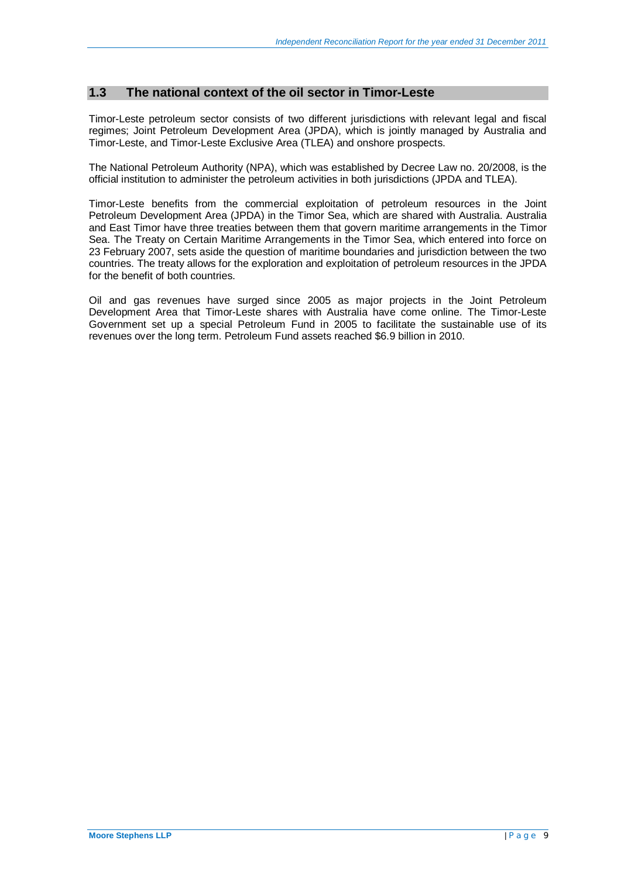## 1.3 The national context of the oil sector in Timor-Leste

Timor-Leste petroleum sector consists of two different jurisdictions with relevant legal and fiscal regimes; Joint Petroleum Development Area (JPDA), which is jointly managed by Australia and Timor-Leste, and Timor-Leste Exclusive Area (TLEA) and onshore prospects.

The National Petroleum Authority (NPA), which was established by Decree Law no. 20/2008, is the official institution to administer the petroleum activities in both jurisdictions (JPDA and TLEA).

Timor-Leste benefits from the commercial exploitation of petroleum resources in the Joint Petroleum Development Area (JPDA) in the Timor Sea, which are shared with Australia. Australia and East Timor have three treaties between them that govern maritime arrangements in the Timor Sea. The Treaty on Certain Maritime Arrangements in the Timor Sea, which entered into force on 23 February 2007, sets aside the question of maritime boundaries and jurisdiction between the two countries. The treaty allows for the exploration and exploitation of petroleum resources in the JPDA for the benefit of both countries.

Oil and gas revenues have surged since 2005 as major projects in the Joint Petroleum Development Area that Timor-Leste shares with Australia have come online. The Timor-Leste Government set up a special Petroleum Fund in 2005 to facilitate the sustainable use of its revenues over the long term. Petroleum Fund assets reached $6.9 billion in 2010.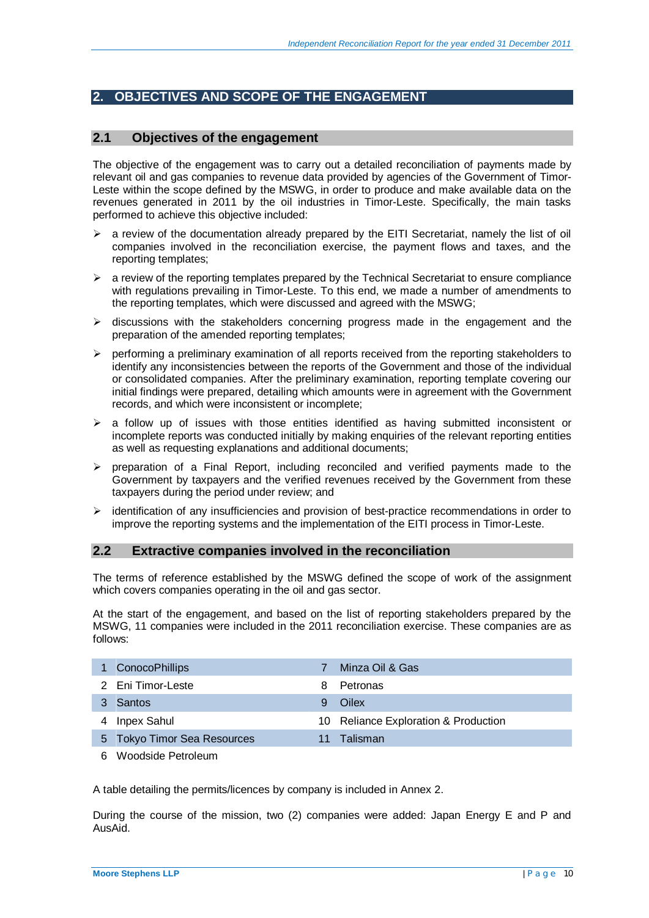## 2. OBJECTIVES AND SCOPE OF THE ENGAGEMENT

### 2.1 Objectives of the engagement

The objective of the engagement was to carry out a detailed reconciliation of payments made by relevant oil and gas companies to revenue data provided by agencies of the Government of Timor-Leste within the scope defined by the MSWG, in order to produce and make available data on the revenues generated in 2011 by the oil industries in Timor-Leste. Specifically, the main tasks performed to achieve this objective included:

- a review of the documentation already prepared by the EITI Secretariat, namely the list of oil companies involved in the reconciliation exercise, the payment flows and taxes, and the reporting templates;
- a review of the reporting templates prepared by the Technical Secretariat to ensure compliance with regulations prevailing in Timor-Leste. To this end, we made a number of amendments to the reporting templates, which were discussed and agreed with the MSWG;
- discussions with the stakeholders concerning progress made in the engagement and the preparation of the amended reporting templates;
- performing a preliminary examination of all reports received from the reporting stakeholders to identify any inconsistencies between the reports of the Government and those of the individual or consolidated companies. After the preliminary examination, reporting template covering our initial findings were prepared, detailing which amounts were in agreement with the Government records, and which were inconsistent or incomplete;
- a follow up of issues with those entities identified as having submitted inconsistent or incomplete reports was conducted initially by making enquiries of the relevant reporting entities as well as requesting explanations and additional documents;
- preparation of a Final Report, including reconciled and verified payments made to the Government by taxpayers and the verified revenues received by the Government from these taxpayers during the period under review; and
- identification of any insufficiencies and provision of best-practice recommendations in order to improve the reporting systems and the implementation of the EITI process in Timor-Leste.

### 2.2 Extractive companies involved in the reconciliation

The terms of reference established by the MSWG defined the scope of work of the assignment which covers companies operating in the oil and gas sector.

At the start of the engagement, and based on the list of reporting stakeholders prepared by the MSWG, 11 companies were included in the 2011 reconciliation exercise. These companies are as follows:

| | | | |
|---|---|---|---|
| 1 | ConocoPhillips | 7 | Minza Oil & Gas |
| 2 | Eni Timor-Leste | 8 | Petronas |
| 3 | Santos | 9 | Oilex |
| 4 | Inpex Sahul | 10 | Reliance Exploration & Production |
| 5 | Tokyo Timor Sea Resources | 11 | Talisman |
| 6 | Woodside Petroleum | | |

A table detailing the permits/licences by company is included in Annex 2.

During the course of the mission, two (2) companies were added: Japan Energy E and P and AusAid.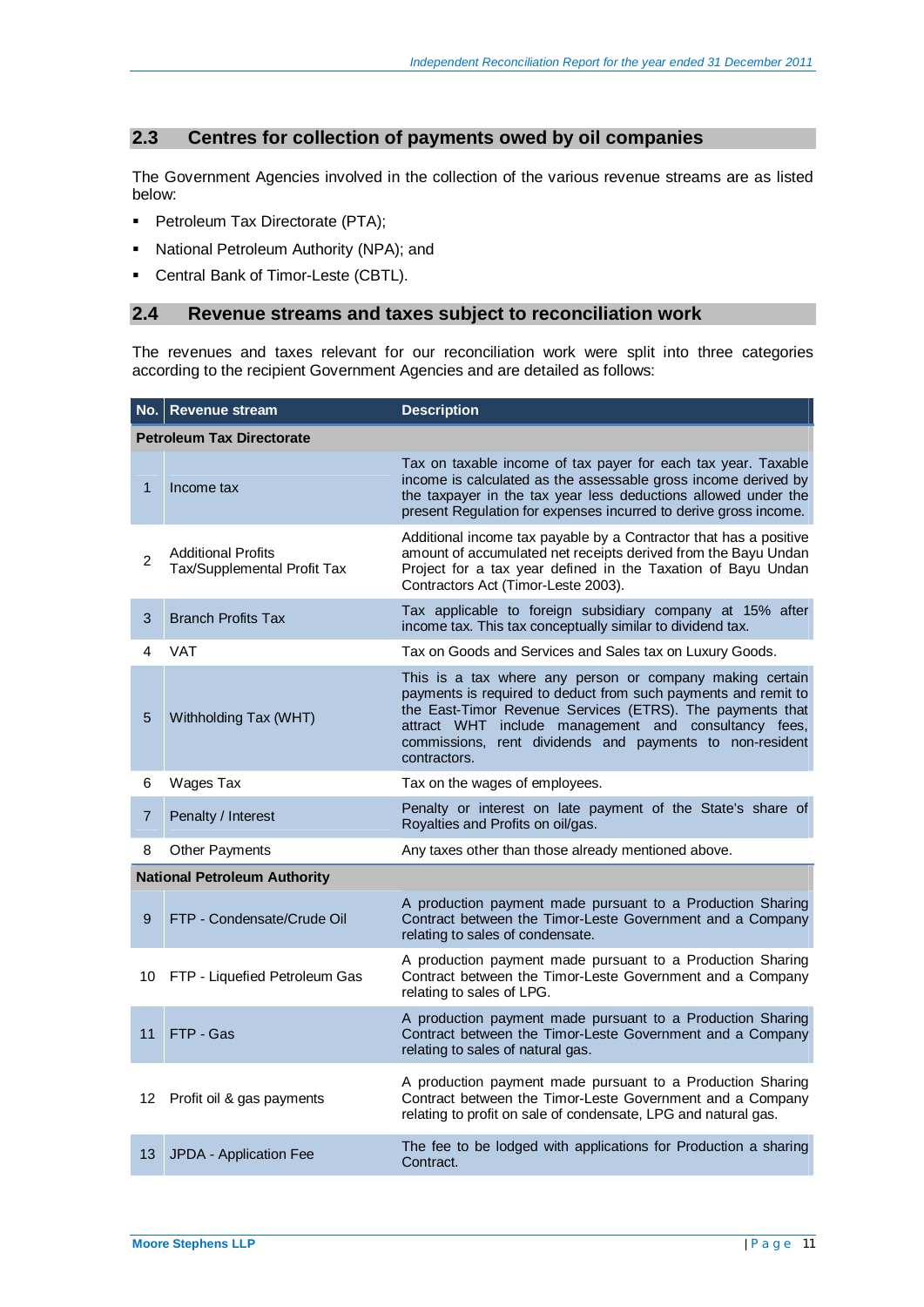## 2.3 Centres for collection of payments owed by oil companies

The Government Agencies involved in the collection of the various revenue streams are as listed below:

- Petroleum Tax Directorate (PTA);
- National Petroleum Authority (NPA); and
- Central Bank of Timor-Leste (CBTL).

## 2.4 Revenue streams and taxes subject to reconciliation work

The revenues and taxes relevant for our reconciliation work were split into three categories according to the recipient Government Agencies and are detailed as follows:

| No. | Revenue stream | Description |
|---|---|---|
| **Petroleum Tax Directorate** | | |
| 1 | Income tax | Tax on taxable income of tax payer for each tax year. Taxable income is calculated as the assessable gross income derived by the taxpayer in the tax year less deductions allowed under the present Regulation for expenses incurred to derive gross income. |
| 2 | Additional Profits Tax/Supplemental Profit Tax | Additional income tax payable by a Contractor that has a positive amount of accumulated net receipts derived from the Bayu Undan Project for a tax year defined in the Taxation of Bayu Undan Contractors Act (Timor-Leste 2003). |
| 3 | Branch Profits Tax | Tax applicable to foreign subsidiary company at 15% after income tax. This tax conceptually similar to dividend tax. |
| 4 | VAT | Tax on Goods and Services and Sales tax on Luxury Goods. |
| 5 | Withholding Tax (WHT) | This is a tax where any person or company making certain payments is required to deduct from such payments and remit to the East-Timor Revenue Services (ETRS). The payments that attract WHT include management and consultancy fees, commissions, rent dividends and payments to non-resident contractors. |
| 6 | Wages Tax | Tax on the wages of employees. |
| 7 | Penalty / Interest | Penalty or interest on late payment of the State's share of Royalties and Profits on oil/gas. |
| 8 | Other Payments | Any taxes other than those already mentioned above. |
| **National Petroleum Authority** | | |
| 9 | FTP - Condensate/Crude Oil | A production payment made pursuant to a Production Sharing Contract between the Timor-Leste Government and a Company relating to sales of condensate. |
| 10 | FTP - Liquefied Petroleum Gas | A production payment made pursuant to a Production Sharing Contract between the Timor-Leste Government and a Company relating to sales of LPG. |
| 11 | FTP - Gas | A production payment made pursuant to a Production Sharing Contract between the Timor-Leste Government and a Company relating to sales of natural gas. |
| 12 | Profit oil & gas payments | A production payment made pursuant to a Production Sharing Contract between the Timor-Leste Government and a Company relating to profit on sale of condensate, LPG and natural gas. |
| 13 | JPDA - Application Fee | The fee to be lodged with applications for Production a sharing Contract. |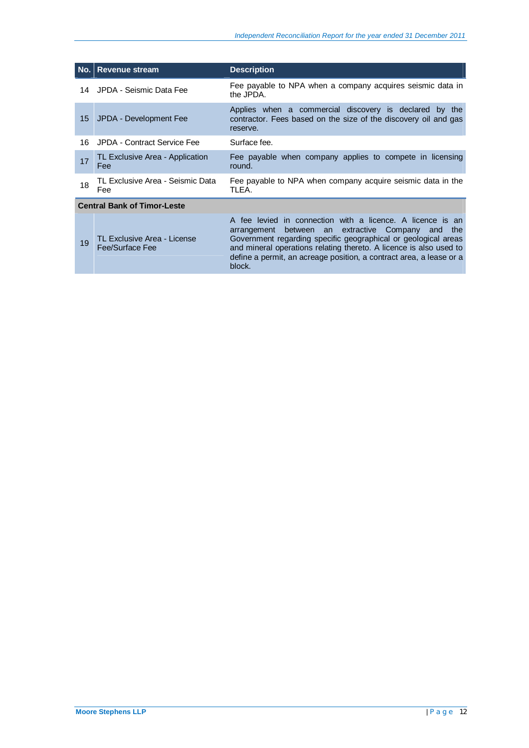| No. | Revenue stream | Description |
| --- | --- | --- |
| 14 | JPDA - Seismic Data Fee | Fee payable to NPA when a company acquires seismic data in the JPDA. |
| 15 | JPDA - Development Fee | Applies when a commercial discovery is declared by the contractor. Fees based on the size of the discovery oil and gas reserve. |
| 16 | JPDA - Contract Service Fee | Surface fee. |
| 17 | TL Exclusive Area - Application Fee | Fee payable when company applies to compete in licensing round. |
| 18 | TL Exclusive Area - Seismic Data Fee | Fee payable to NPA when company acquire seismic data in the TLEA. |
| **Central Bank of Timor-Leste** | | |
| 19 | TL Exclusive Area - License Fee/Surface Fee | A fee levied in connection with a licence. A licence is an arrangement between an extractive Company and the Government regarding specific geographical or geological areas and mineral operations relating thereto. A licence is also used to define a permit, an acreage position, a contract area, a lease or a block. |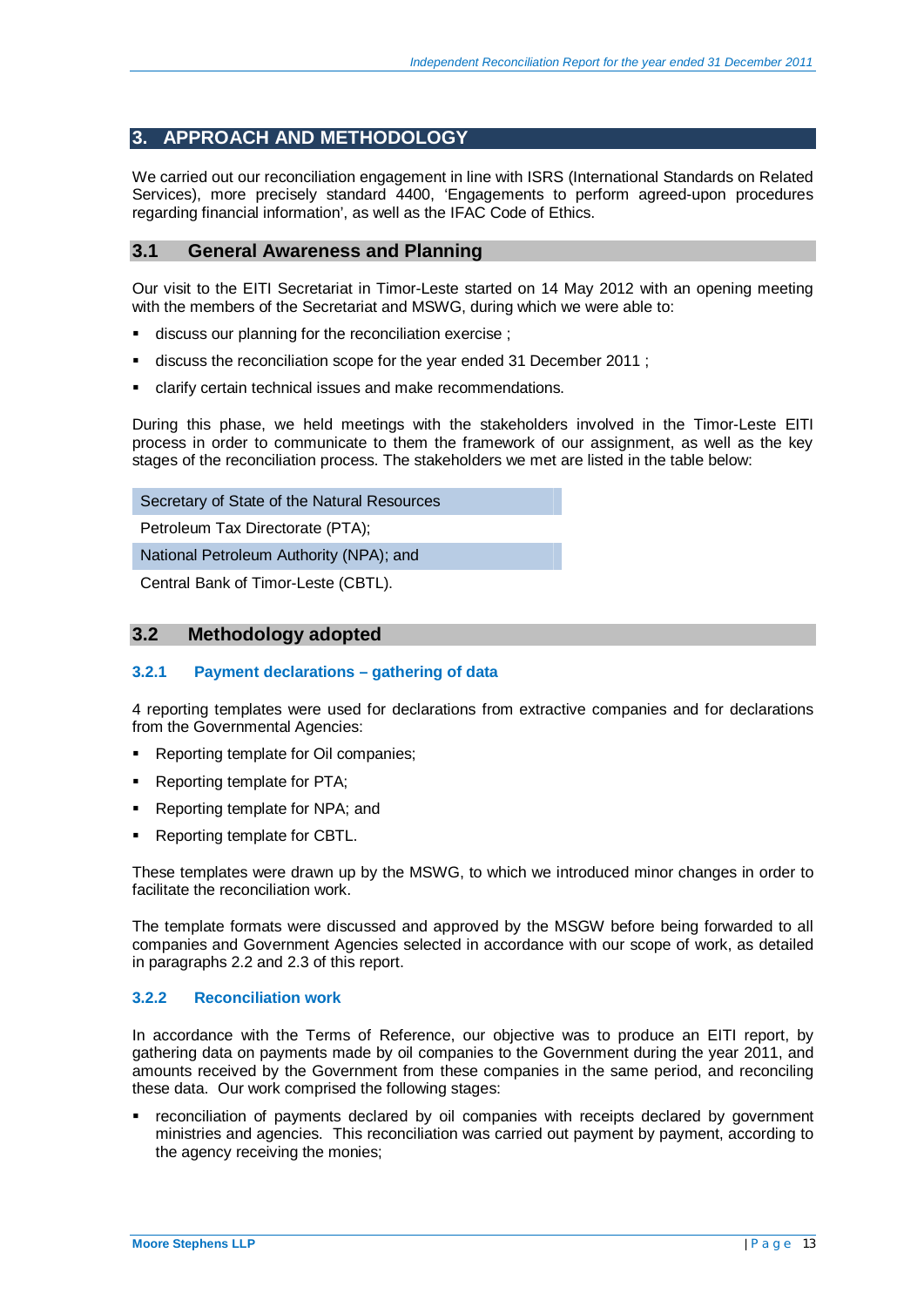## 3. APPROACH AND METHODOLOGY

We carried out our reconciliation engagement in line with ISRS (International Standards on Related Services), more precisely standard 4400, 'Engagements to perform agreed-upon procedures regarding financial information', as well as the IFAC Code of Ethics.

### 3.1 General Awareness and Planning

Our visit to the EITI Secretariat in Timor-Leste started on 14 May 2012 with an opening meeting with the members of the Secretariat and MSWG, during which we were able to:

- discuss our planning for the reconciliation exercise ;
- discuss the reconciliation scope for the year ended 31 December 2011 ;
- clarify certain technical issues and make recommendations.

During this phase, we held meetings with the stakeholders involved in the Timor-Leste EITI process in order to communicate to them the framework of our assignment, as well as the key stages of the reconciliation process. The stakeholders we met are listed in the table below:

| Stakeholders |
|---|
| Secretary of State of the Natural Resources |
| Petroleum Tax Directorate (PTA); |
| National Petroleum Authority (NPA); and |
| Central Bank of Timor-Leste (CBTL). |

### 3.2 Methodology adopted

#### 3.2.1 Payment declarations – gathering of data

4 reporting templates were used for declarations from extractive companies and for declarations from the Governmental Agencies:

- Reporting template for Oil companies;
- Reporting template for PTA;
- Reporting template for NPA; and
- Reporting template for CBTL.

These templates were drawn up by the MSWG, to which we introduced minor changes in order to facilitate the reconciliation work.

The template formats were discussed and approved by the MSGW before being forwarded to all companies and Government Agencies selected in accordance with our scope of work, as detailed in paragraphs 2.2 and 2.3 of this report.

#### 3.2.2 Reconciliation work

In accordance with the Terms of Reference, our objective was to produce an EITI report, by gathering data on payments made by oil companies to the Government during the year 2011, and amounts received by the Government from these companies in the same period, and reconciling these data. Our work comprised the following stages:

- reconciliation of payments declared by oil companies with receipts declared by government ministries and agencies. This reconciliation was carried out payment by payment, according to the agency receiving the monies;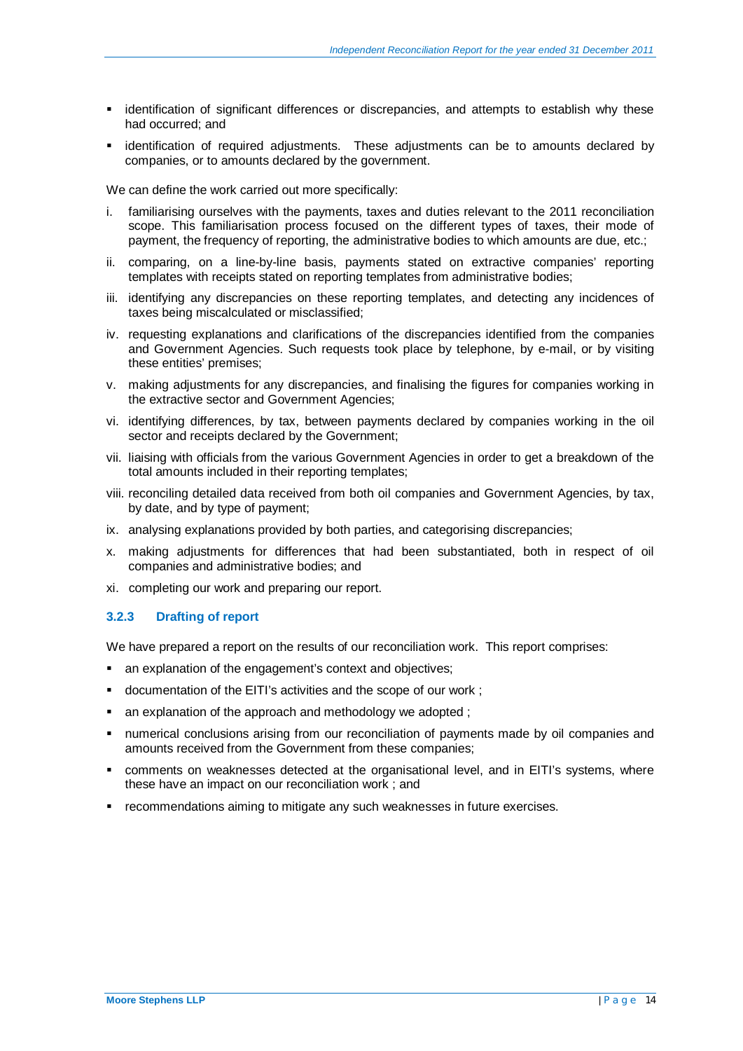- identification of significant differences or discrepancies, and attempts to establish why these had occurred; and
- identification of required adjustments. These adjustments can be to amounts declared by companies, or to amounts declared by the government.

We can define the work carried out more specifically:

i. familiarising ourselves with the payments, taxes and duties relevant to the 2011 reconciliation scope. This familiarisation process focused on the different types of taxes, their mode of payment, the frequency of reporting, the administrative bodies to which amounts are due, etc.;
ii. comparing, on a line-by-line basis, payments stated on extractive companies' reporting templates with receipts stated on reporting templates from administrative bodies;
iii. identifying any discrepancies on these reporting templates, and detecting any incidences of taxes being miscalculated or misclassified;
iv. requesting explanations and clarifications of the discrepancies identified from the companies and Government Agencies. Such requests took place by telephone, by e-mail, or by visiting these entities' premises;
v. making adjustments for any discrepancies, and finalising the figures for companies working in the extractive sector and Government Agencies;
vi. identifying differences, by tax, between payments declared by companies working in the oil sector and receipts declared by the Government;
vii. liaising with officials from the various Government Agencies in order to get a breakdown of the total amounts included in their reporting templates;
viii. reconciling detailed data received from both oil companies and Government Agencies, by tax, by date, and by type of payment;
ix. analysing explanations provided by both parties, and categorising discrepancies;
x. making adjustments for differences that had been substantiated, both in respect of oil companies and administrative bodies; and
xi. completing our work and preparing our report.

### 3.2.3 Drafting of report

We have prepared a report on the results of our reconciliation work. This report comprises:

- an explanation of the engagement's context and objectives;
- documentation of the EITI's activities and the scope of our work ;
- an explanation of the approach and methodology we adopted ;
- numerical conclusions arising from our reconciliation of payments made by oil companies and amounts received from the Government from these companies;
- comments on weaknesses detected at the organisational level, and in EITI's systems, where these have an impact on our reconciliation work ; and
- recommendations aiming to mitigate any such weaknesses in future exercises.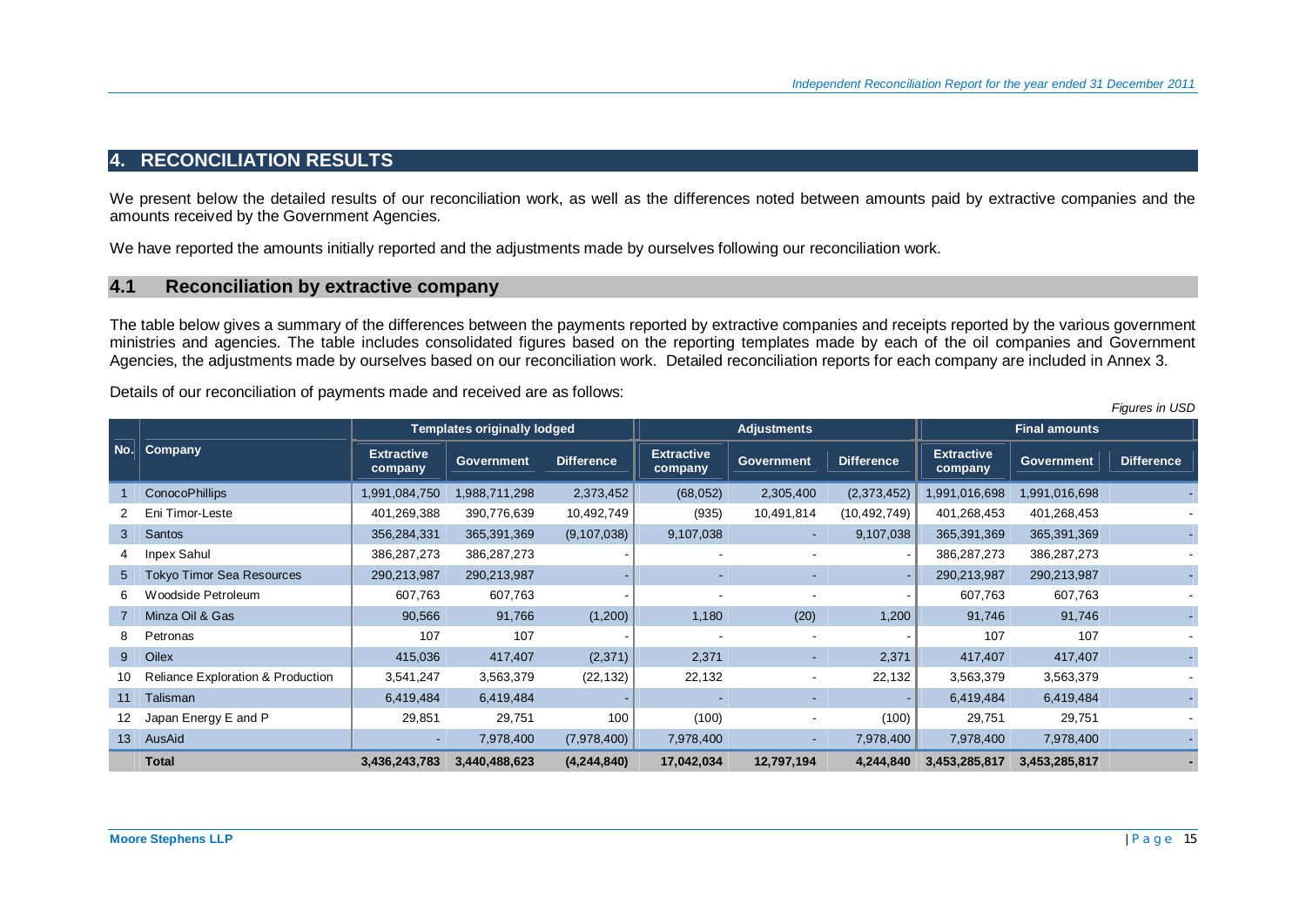## 4. RECONCILIATION RESULTS

We present below the detailed results of our reconciliation work, as well as the differences noted between amounts paid by extractive companies and the amounts received by the Government Agencies.

We have reported the amounts initially reported and the adjustments made by ourselves following our reconciliation work.

### 4.1 Reconciliation by extractive company

The table below gives a summary of the differences between the payments reported by extractive companies and receipts reported by the various government ministries and agencies. The table includes consolidated figures based on the reporting templates made by each of the oil companies and Government Agencies, the adjustments made by ourselves based on our reconciliation work. Detailed reconciliation reports for each company are included in Annex 3.

Details of our reconciliation of payments made and received are as follows:

*Figures in USD*

| No. | Company | Templates originally lodged | | | Adjustments | | | Final amounts | | |
|---|---|---|---|---|---|---|---|---|---|---|
| | | Extractive company | Government | Difference | Extractive company | Government | Difference | Extractive company | Government | Difference |
| 1 | ConocoPhillips | 1,991,084,750 | 1,988,711,298 | 2,373,452 | (68,052) | 2,305,400 | (2,373,452) | 1,991,016,698 | 1,991,016,698 | - |
| 2 | Eni Timor-Leste | 401,269,388 | 390,776,639 | 10,492,749 | (935) | 10,491,814 | (10,492,749) | 401,268,453 | 401,268,453 | - |
| 3 | Santos | 356,284,331 | 365,391,369 | (9,107,038) | 9,107,038 | - | 9,107,038 | 365,391,369 | 365,391,369 | - |
| 4 | Inpex Sahul | 386,287,273 | 386,287,273 | - | - | - | - | 386,287,273 | 386,287,273 | - |
| 5 | Tokyo Timor Sea Resources | 290,213,987 | 290,213,987 | - | - | - | - | 290,213,987 | 290,213,987 | - |
| 6 | Woodside Petroleum | 607,763 | 607,763 | - | - | - | - | 607,763 | 607,763 | - |
| 7 | Minza Oil & Gas | 90,566 | 91,766 | (1,200) | 1,180 | (20) | 1,200 | 91,746 | 91,746 | - |
| 8 | Petronas | 107 | 107 | - | - | - | - | 107 | 107 | - |
| 9 | Oilex | 415,036 | 417,407 | (2,371) | 2,371 | - | 2,371 | 417,407 | 417,407 | - |
| 10 | Reliance Exploration & Production | 3,541,247 | 3,563,379 | (22,132) | 22,132 | - | 22,132 | 3,563,379 | 3,563,379 | - |
| 11 | Talisman | 6,419,484 | 6,419,484 | - | - | - | - | 6,419,484 | 6,419,484 | - |
| 12 | Japan Energy E and P | 29,851 | 29,751 | 100 | (100) | - | (100) | 29,751 | 29,751 | - |
| 13 | AusAid | - | 7,978,400 | (7,978,400) | 7,978,400 | - | 7,978,400 | 7,978,400 | 7,978,400 | - |
| | **Total** | **3,436,243,783** | **3,440,488,623** | **(4,244,840)** | **17,042,034** | **12,797,194** | **4,244,840** | **3,453,285,817** | **3,453,285,817** | **-** |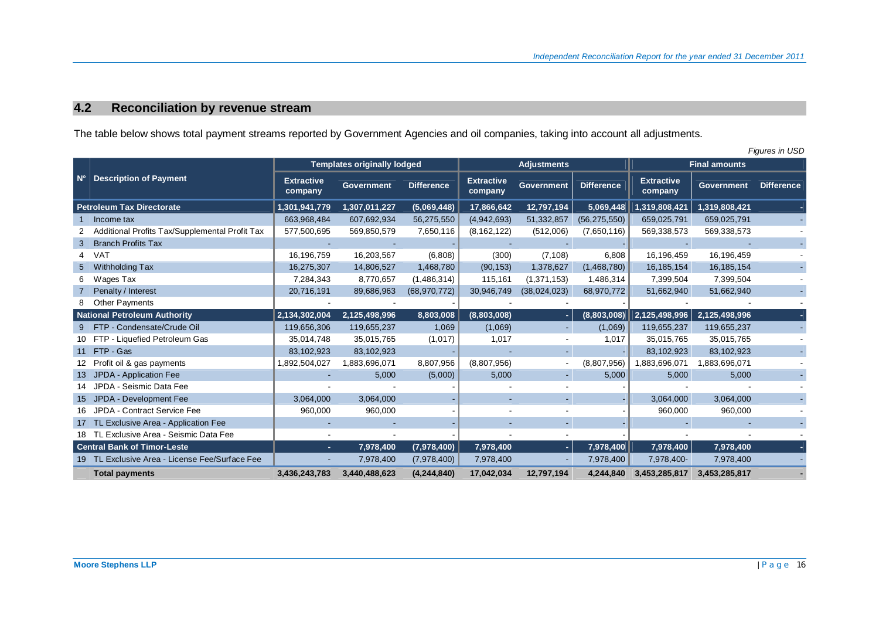## 4.2 Reconciliation by revenue stream

The table below shows total payment streams reported by Government Agencies and oil companies, taking into account all adjustments.

*Figures in USD*

| N° | Description of Payment | Templates originally lodged | | | Adjustments | | | Final amounts | | |
|---|---|---|---|---|---|---|---|---|---|---|
| | | Extractive company | Government | Difference | Extractive company | Government | Difference | Extractive company | Government | Difference |
| | **Petroleum Tax Directorate** | **1,301,941,779** | **1,307,011,227** | **(5,069,448)** | **17,866,642** | **12,797,194** | **5,069,448** | **1,319,808,421** | **1,319,808,421** | **-** |
| 1 | Income tax | 663,968,484 | 607,692,934 | 56,275,550 | (4,942,693) | 51,332,857 | (56,275,550) | 659,025,791 | 659,025,791 | - |
| 2 | Additional Profits Tax/Supplemental Profit Tax | 577,500,695 | 569,850,579 | 7,650,116 | (8,162,122) | (512,006) | (7,650,116) | 569,338,573 | 569,338,573 | - |
| 3 | Branch Profits Tax | - | - | - | - | - | - | - | - | - |
| 4 | VAT | 16,196,759 | 16,203,567 | (6,808) | (300) | (7,108) | 6,808 | 16,196,459 | 16,196,459 | - |
| 5 | Withholding Tax | 16,275,307 | 14,806,527 | 1,468,780 | (90,153) | 1,378,627 | (1,468,780) | 16,185,154 | 16,185,154 | - |
| 6 | Wages Tax | 7,284,343 | 8,770,657 | (1,486,314) | 115,161 | (1,371,153) | 1,486,314 | 7,399,504 | 7,399,504 | - |
| 7 | Penalty / Interest | 20,716,191 | 89,686,963 | (68,970,772) | 30,946,749 | (38,024,023) | 68,970,772 | 51,662,940 | 51,662,940 | - |
| 8 | Other Payments | - | - | - | - | - | - | - | - | - |
| | **National Petroleum Authority** | **2,134,302,004** | **2,125,498,996** | **8,803,008** | **(8,803,008)** | **-** | **(8,803,008)** | **2,125,498,996** | **2,125,498,996** | **-** |
| 9 | FTP - Condensate/Crude Oil | 119,656,306 | 119,655,237 | 1,069 | (1,069) | - | (1,069) | 119,655,237 | 119,655,237 | - |
| 10 | FTP - Liquefied Petroleum Gas | 35,014,748 | 35,015,765 | (1,017) | 1,017 | - | 1,017 | 35,015,765 | 35,015,765 | - |
| 11 | FTP - Gas | 83,102,923 | 83,102,923 | - | - | - | - | 83,102,923 | 83,102,923 | - |
| 12 | Profit oil & gas payments | 1,892,504,027 | 1,883,696,071 | 8,807,956 | (8,807,956) | - | (8,807,956) | 1,883,696,071 | 1,883,696,071 | - |
| 13 | JPDA - Application Fee | - | 5,000 | (5,000) | 5,000 | - | 5,000 | 5,000 | 5,000 | - |
| 14 | JPDA - Seismic Data Fee | - | - | - | - | - | - | - | - | - |
| 15 | JPDA - Development Fee | 3,064,000 | 3,064,000 | - | - | - | - | 3,064,000 | 3,064,000 | - |
| 16 | JPDA - Contract Service Fee | 960,000 | 960,000 | - | - | - | - | 960,000 | 960,000 | - |
| 17 | TL Exclusive Area - Application Fee | - | - | - | - | - | - | - | - | - |
| 18 | TL Exclusive Area - Seismic Data Fee | - | - | - | - | - | - | - | - | - |
| | **Central Bank of Timor-Leste** | **-** | **7,978,400** | **(7,978,400)** | **7,978,400** | **-** | **7,978,400** | **7,978,400** | **7,978,400** | **-** |
| 19 | TL Exclusive Area - License Fee/Surface Fee | - | 7,978,400 | (7,978,400) | 7,978,400 | - | 7,978,400 | 7,978,400- | 7,978,400 | - |
| | **Total payments** | **3,436,243,783** | **3,440,488,623** | **(4,244,840)** | **17,042,034** | **12,797,194** | **4,244,840** | **3,453,285,817** | **3,453,285,817** | **-** |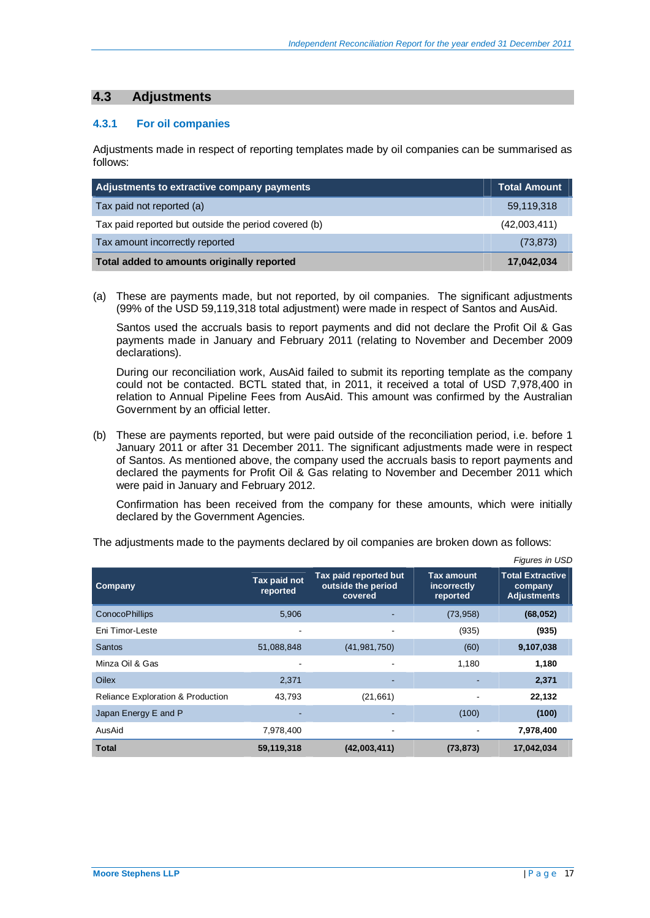## 4.3 Adjustments

### 4.3.1 For oil companies

Adjustments made in respect of reporting templates made by oil companies can be summarised as follows:

| Adjustments to extractive company payments | Total Amount |
|---|---|
| Tax paid not reported (a) | 59,119,318 |
| Tax paid reported but outside the period covered (b) | (42,003,411) |
| Tax amount incorrectly reported | (73,873) |
| **Total added to amounts originally reported** | **17,042,034** |

(a) These are payments made, but not reported, by oil companies. The significant adjustments (99% of the USD 59,119,318 total adjustment) were made in respect of Santos and AusAid.

Santos used the accruals basis to report payments and did not declare the Profit Oil & Gas payments made in January and February 2011 (relating to November and December 2009 declarations).

During our reconciliation work, AusAid failed to submit its reporting template as the company could not be contacted. BCTL stated that, in 2011, it received a total of USD 7,978,400 in relation to Annual Pipeline Fees from AusAid. This amount was confirmed by the Australian Government by an official letter.

(b) These are payments reported, but were paid outside of the reconciliation period, i.e. before 1 January 2011 or after 31 December 2011. The significant adjustments made were in respect of Santos. As mentioned above, the company used the accruals basis to report payments and declared the payments for Profit Oil & Gas relating to November and December 2011 which were paid in January and February 2012.

Confirmation has been received from the company for these amounts, which were initially declared by the Government Agencies.

The adjustments made to the payments declared by oil companies are broken down as follows:

*Figures in USD*

| Company | Tax paid not reported | Tax paid reported but outside the period covered | Tax amount incorrectly reported | Total Extractive company Adjustments |
|---|---|---|---|---|
| ConocoPhillips | 5,906 | - | (73,958) | **(68,052)** |
| Eni Timor-Leste | - | - | (935) | **(935)** |
| Santos | 51,088,848 | (41,981,750) | (60) | **9,107,038** |
| Minza Oil & Gas | - | - | 1,180 | **1,180** |
| Oilex | 2,371 | - | - | **2,371** |
| Reliance Exploration & Production | 43,793 | (21,661) | - | **22,132** |
| Japan Energy E and P | - | - | (100) | **(100)** |
| AusAid | 7,978,400 | - | - | **7,978,400** |
| **Total** | **59,119,318** | **(42,003,411)** | **(73,873)** | **17,042,034** |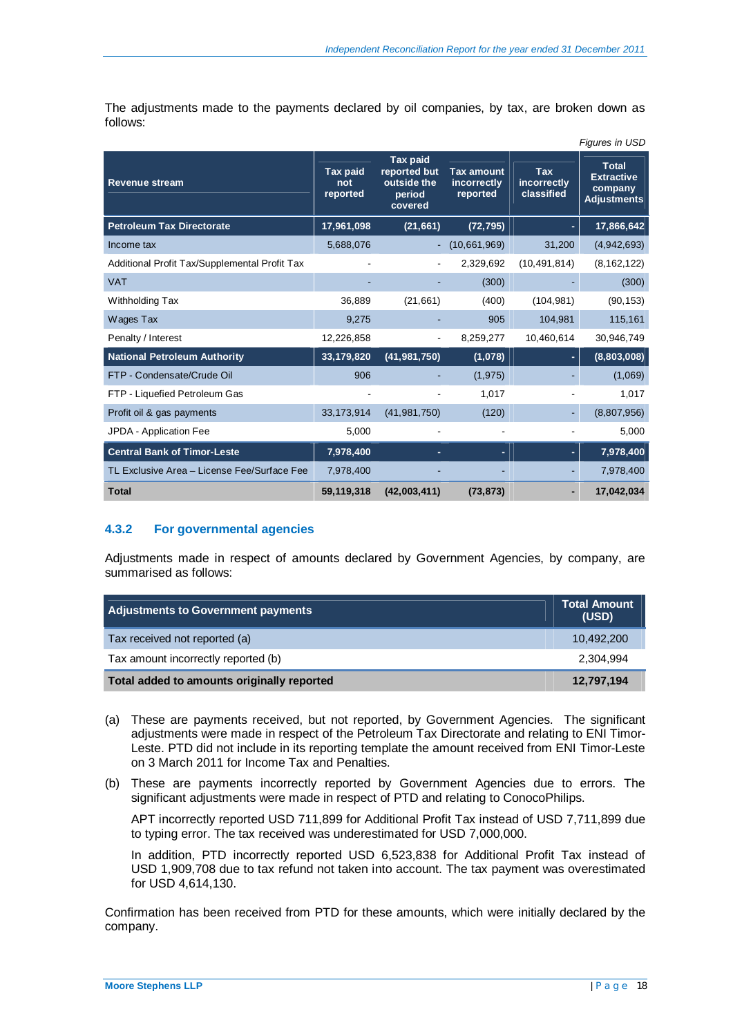The adjustments made to the payments declared by oil companies, by tax, are broken down as follows:

*Figures in USD*

| Revenue stream | Tax paid not reported | Tax paid reported but outside the period covered | Tax amount incorrectly reported | Tax incorrectly classified | Total Extractive company Adjustments |
|---|---|---|---|---|---|
| **Petroleum Tax Directorate** | **17,961,098** | **(21,661)** | **(72,795)** | **-** | **17,866,642** |
| Income tax | 5,688,076 | - | (10,661,969) | 31,200 | (4,942,693) |
| Additional Profit Tax/Supplemental Profit Tax | - | - | 2,329,692 | (10,491,814) | (8,162,122) |
| VAT | - | - | (300) | - | (300) |
| Withholding Tax | 36,889 | (21,661) | (400) | (104,981) | (90,153) |
| Wages Tax | 9,275 | - | 905 | 104,981 | 115,161 |
| Penalty / Interest | 12,226,858 | - | 8,259,277 | 10,460,614 | 30,946,749 |
| **National Petroleum Authority** | **33,179,820** | **(41,981,750)** | **(1,078)** | **-** | **(8,803,008)** |
| FTP - Condensate/Crude Oil | 906 | - | (1,975) | - | (1,069) |
| FTP - Liquefied Petroleum Gas | - | - | 1,017 | - | 1,017 |
| Profit oil & gas payments | 33,173,914 | (41,981,750) | (120) | - | (8,807,956) |
| JPDA - Application Fee | 5,000 | - | - | - | 5,000 |
| **Central Bank of Timor-Leste** | **7,978,400** | **-** | **-** | **-** | **7,978,400** |
| TL Exclusive Area – License Fee/Surface Fee | 7,978,400 | - | - | - | 7,978,400 |
| **Total** | **59,119,318** | **(42,003,411)** | **(73,873)** | **-** | **17,042,034** |

### 4.3.2 For governmental agencies

Adjustments made in respect of amounts declared by Government Agencies, by company, are summarised as follows:

| Adjustments to Government payments | Total Amount (USD) |
|---|---|
| Tax received not reported (a) | 10,492,200 |
| Tax amount incorrectly reported (b) | 2,304,994 |
| **Total added to amounts originally reported** | **12,797,194** |

(a) These are payments received, but not reported, by Government Agencies. The significant adjustments were made in respect of the Petroleum Tax Directorate and relating to ENI Timor-Leste. PTD did not include in its reporting template the amount received from ENI Timor-Leste on 3 March 2011 for Income Tax and Penalties.

(b) These are payments incorrectly reported by Government Agencies due to errors. The significant adjustments were made in respect of PTD and relating to ConocoPhilips.

APT incorrectly reported USD 711,899 for Additional Profit Tax instead of USD 7,711,899 due to typing error. The tax received was underestimated for USD 7,000,000.

In addition, PTD incorrectly reported USD 6,523,838 for Additional Profit Tax instead of USD 1,909,708 due to tax refund not taken into account. The tax payment was overestimated for USD 4,614,130.

Confirmation has been received from PTD for these amounts, which were initially declared by the company.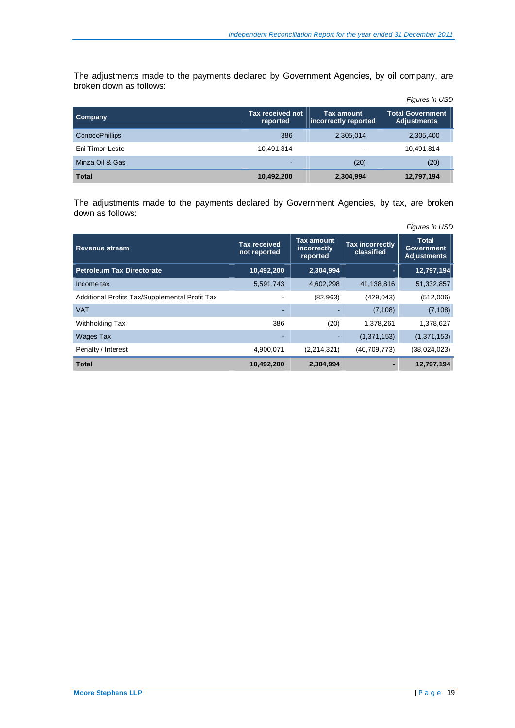The adjustments made to the payments declared by Government Agencies, by oil company, are broken down as follows:

*Figures in USD*

| Company | Tax received not reported | Tax amount incorrectly reported | Total Government Adjustments |
|---|---|---|---|
| ConocoPhillips | 386 | 2,305,014 | 2,305,400 |
| Eni Timor-Leste | 10,491,814 | - | 10,491,814 |
| Minza Oil & Gas | - | (20) | (20) |
| **Total** | **10,492,200** | **2,304,994** | **12,797,194** |

The adjustments made to the payments declared by Government Agencies, by tax, are broken down as follows:

*Figures in USD*

| Revenue stream | Tax received not reported | Tax amount incorrectly reported | Tax incorrectly classified | Total Government Adjustments |
|---|---|---|---|---|
| **Petroleum Tax Directorate** | **10,492,200** | **2,304,994** | **-** | **12,797,194** |
| Income tax | 5,591,743 | 4,602,298 | 41,138,816 | 51,332,857 |
| Additional Profits Tax/Supplemental Profit Tax | - | (82,963) | (429,043) | (512,006) |
| VAT | - | - | (7,108) | (7,108) |
| Withholding Tax | 386 | (20) | 1,378,261 | 1,378,627 |
| Wages Tax | - | - | (1,371,153) | (1,371,153) |
| Penalty / Interest | 4,900,071 | (2,214,321) | (40,709,773) | (38,024,023) |
| **Total** | **10,492,200** | **2,304,994** | **-** | **12,797,194** |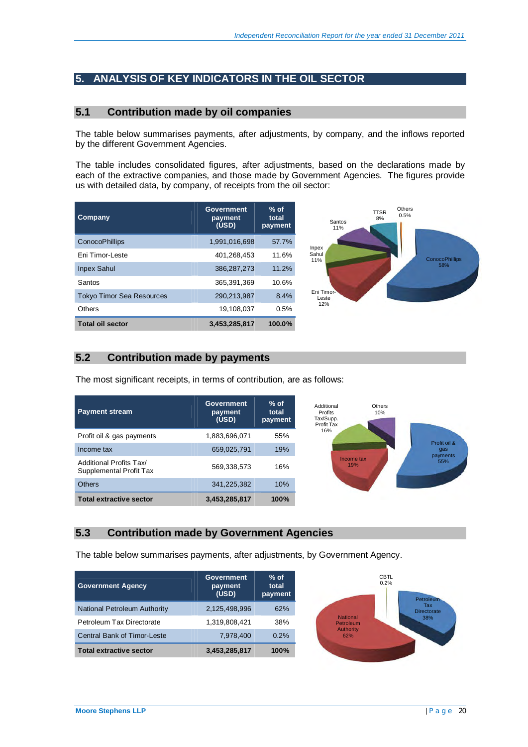## 5. ANALYSIS OF KEY INDICATORS IN THE OIL SECTOR

### 5.1 Contribution made by oil companies

The table below summarises payments, after adjustments, by company, and the inflows reported by the different Government Agencies.

The table includes consolidated figures, after adjustments, based on the declarations made by each of the extractive companies, and those made by Government Agencies. The figures provide us with detailed data, by company, of receipts from the oil sector:

| Company | Government payment (USD) | % of total payment |
|---|---|---|
| ConocoPhillips | 1,991,016,698 | 57.7% |
| Eni Timor-Leste | 401,268,453 | 11.6% |
| Inpex Sahul | 386,287,273 | 11.2% |
| Santos | 365,391,369 | 10.6% |
| Tokyo Timor Sea Resources | 290,213,987 | 8.4% |
| Others | 19,108,037 | 0.5% |
| **Total oil sector** | **3,453,285,817** | **100.0%** |

### 5.2 Contribution made by payments

The most significant receipts, in terms of contribution, are as follows:

| Payment stream | Government payment (USD) | % of total payment |
|---|---|---|
| Profit oil & gas payments | 1,883,696,071 | 55% |
| Income tax | 659,025,791 | 19% |
| Additional Profits Tax/ Supplemental Profit Tax | 569,338,573 | 16% |
| Others | 341,225,382 | 10% |
| **Total extractive sector** | **3,453,285,817** | **100%** |

### 5.3 Contribution made by Government Agencies

The table below summarises payments, after adjustments, by Government Agency.

| Government Agency | Government payment (USD) | % of total payment |
|---|---|---|
| National Petroleum Authority | 2,125,498,996 | 62% |
| Petroleum Tax Directorate | 1,319,808,421 | 38% |
| Central Bank of Timor-Leste | 7,978,400 | 0.2% |
| **Total extractive sector** | **3,453,285,817** | **100%** |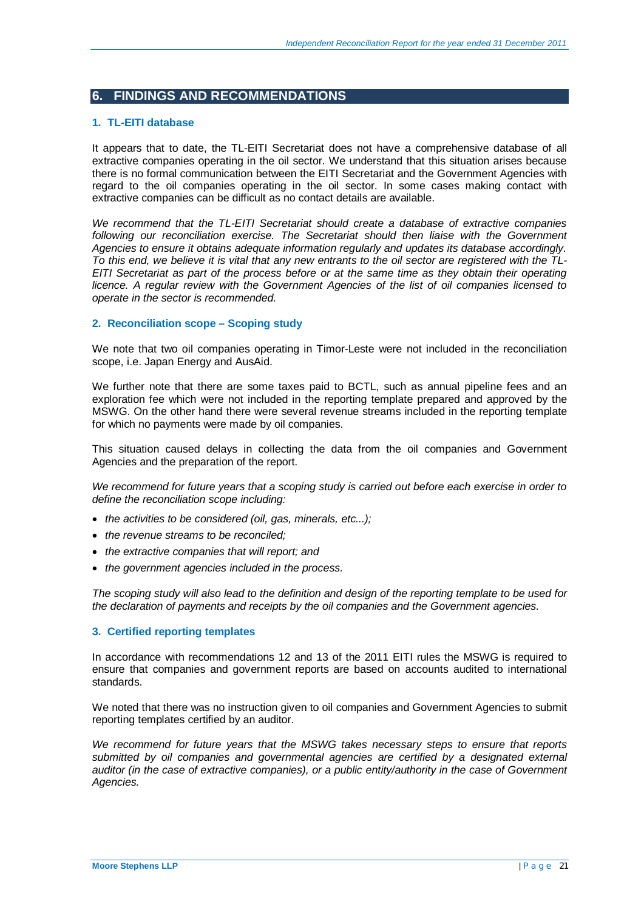## 6. FINDINGS AND RECOMMENDATIONS

### 1. TL-EITI database

It appears that to date, the TL-EITI Secretariat does not have a comprehensive database of all extractive companies operating in the oil sector. We understand that this situation arises because there is no formal communication between the EITI Secretariat and the Government Agencies with regard to the oil companies operating in the oil sector. In some cases making contact with extractive companies can be difficult as no contact details are available.

*We recommend that the TL-EITI Secretariat should create a database of extractive companies following our reconciliation exercise. The Secretariat should then liaise with the Government Agencies to ensure it obtains adequate information regularly and updates its database accordingly. To this end, we believe it is vital that any new entrants to the oil sector are registered with the TL-EITI Secretariat as part of the process before or at the same time as they obtain their operating licence. A regular review with the Government Agencies of the list of oil companies licensed to operate in the sector is recommended.*

### 2. Reconciliation scope – Scoping study

We note that two oil companies operating in Timor-Leste were not included in the reconciliation scope, i.e. Japan Energy and AusAid.

We further note that there are some taxes paid to BCTL, such as annual pipeline fees and an exploration fee which were not included in the reporting template prepared and approved by the MSWG. On the other hand there were several revenue streams included in the reporting template for which no payments were made by oil companies.

This situation caused delays in collecting the data from the oil companies and Government Agencies and the preparation of the report.

*We recommend for future years that a scoping study is carried out before each exercise in order to define the reconciliation scope including:*

- *the activities to be considered (oil, gas, minerals, etc...);*
- *the revenue streams to be reconciled;*
- *the extractive companies that will report; and*
- *the government agencies included in the process.*

*The scoping study will also lead to the definition and design of the reporting template to be used for the declaration of payments and receipts by the oil companies and the Government agencies.*

### 3. Certified reporting templates

In accordance with recommendations 12 and 13 of the 2011 EITI rules the MSWG is required to ensure that companies and government reports are based on accounts audited to international standards.

We noted that there was no instruction given to oil companies and Government Agencies to submit reporting templates certified by an auditor.

*We recommend for future years that the MSWG takes necessary steps to ensure that reports submitted by oil companies and governmental agencies are certified by a designated external auditor (in the case of extractive companies), or a public entity/authority in the case of Government Agencies.*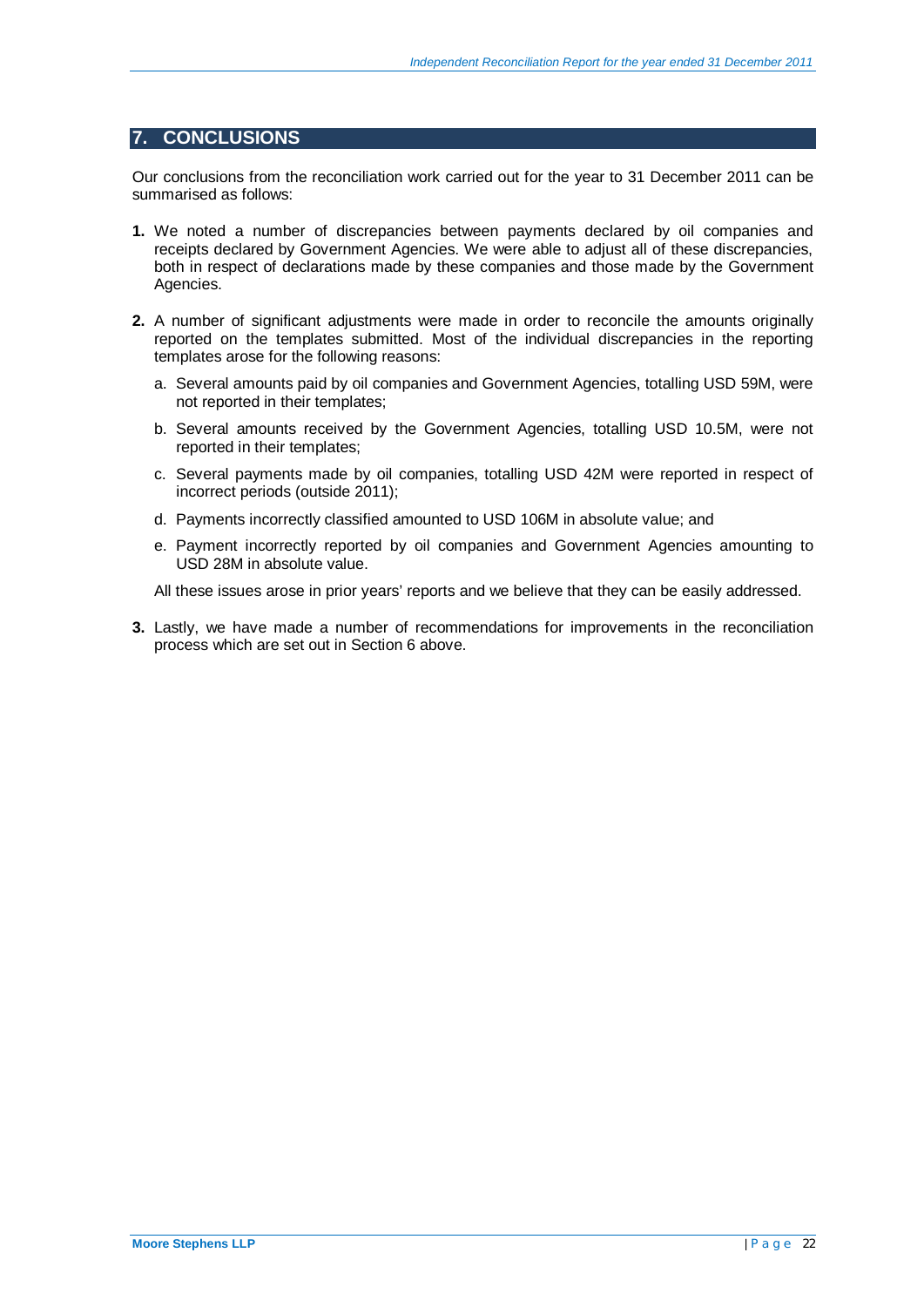## 7. CONCLUSIONS

Our conclusions from the reconciliation work carried out for the year to 31 December 2011 can be summarised as follows:

**1.** We noted a number of discrepancies between payments declared by oil companies and receipts declared by Government Agencies. We were able to adjust all of these discrepancies, both in respect of declarations made by these companies and those made by the Government Agencies.

**2.** A number of significant adjustments were made in order to reconcile the amounts originally reported on the templates submitted. Most of the individual discrepancies in the reporting templates arose for the following reasons:

   a. Several amounts paid by oil companies and Government Agencies, totalling USD 59M, were not reported in their templates;

   b. Several amounts received by the Government Agencies, totalling USD 10.5M, were not reported in their templates;

   c. Several payments made by oil companies, totalling USD 42M were reported in respect of incorrect periods (outside 2011);

   d. Payments incorrectly classified amounted to USD 106M in absolute value; and

   e. Payment incorrectly reported by oil companies and Government Agencies amounting to USD 28M in absolute value.

   All these issues arose in prior years' reports and we believe that they can be easily addressed.

**3.** Lastly, we have made a number of recommendations for improvements in the reconciliation process which are set out in Section 6 above.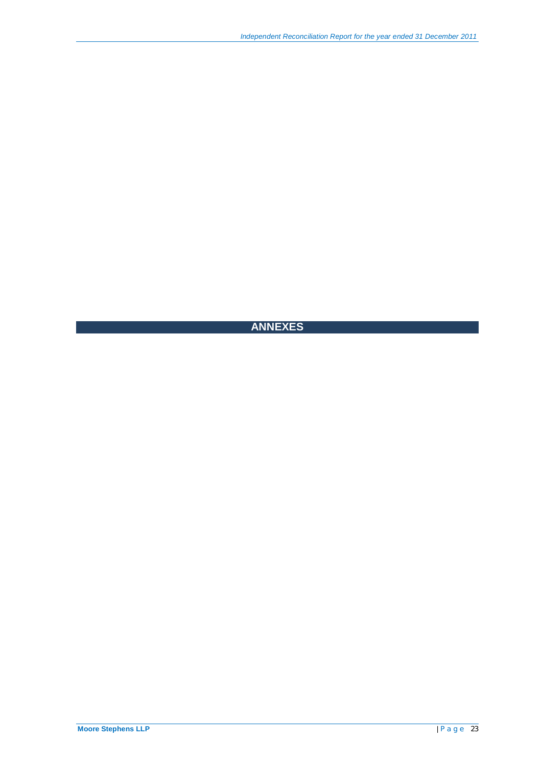# ANNEXES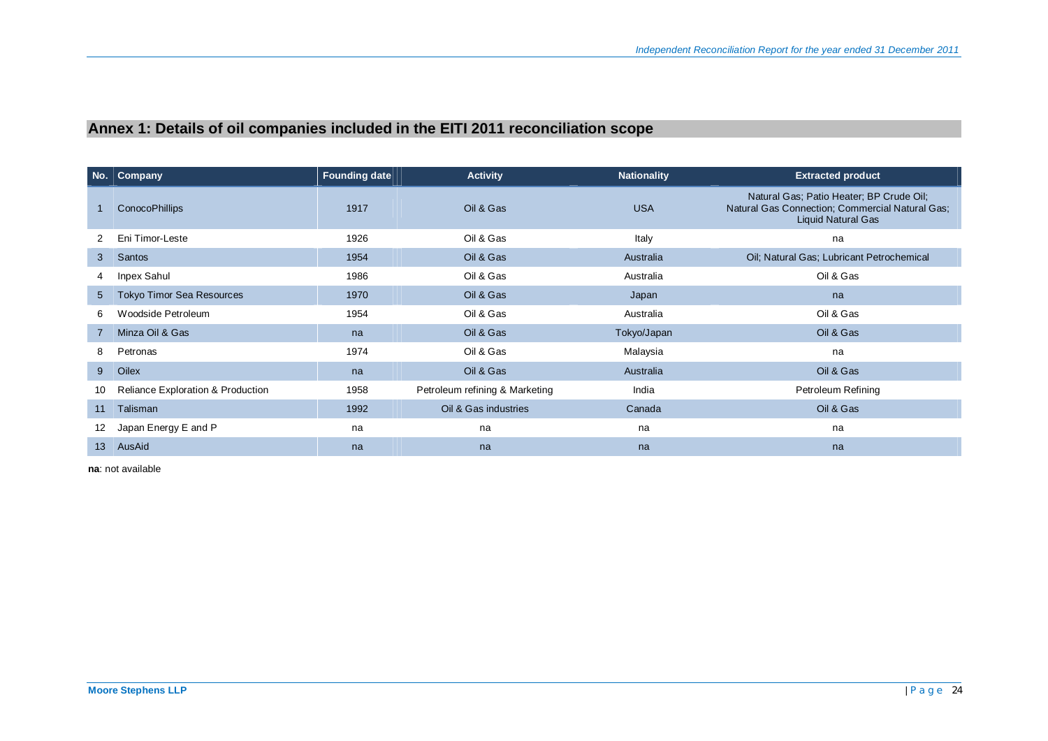## Annex 1: Details of oil companies included in the EITI 2011 reconciliation scope

| No. | Company | Founding date | Activity | Nationality | Extracted product |
|---|---|---|---|---|---|
| 1 | ConocoPhillips | 1917 | Oil & Gas | USA | Natural Gas; Patio Heater; BP Crude Oil; Natural Gas Connection; Commercial Natural Gas; Liquid Natural Gas |
| 2 | Eni Timor-Leste | 1926 | Oil & Gas | Italy | na |
| 3 | Santos | 1954 | Oil & Gas | Australia | Oil; Natural Gas; Lubricant Petrochemical |
| 4 | Inpex Sahul | 1986 | Oil & Gas | Australia | Oil & Gas |
| 5 | Tokyo Timor Sea Resources | 1970 | Oil & Gas | Japan | na |
| 6 | Woodside Petroleum | 1954 | Oil & Gas | Australia | Oil & Gas |
| 7 | Minza Oil & Gas | na | Oil & Gas | Tokyo/Japan | Oil & Gas |
| 8 | Petronas | 1974 | Oil & Gas | Malaysia | na |
| 9 | Oilex | na | Oil & Gas | Australia | Oil & Gas |
| 10 | Reliance Exploration & Production | 1958 | Petroleum refining & Marketing | India | Petroleum Refining |
| 11 | Talisman | 1992 | Oil & Gas industries | Canada | Oil & Gas |
| 12 | Japan Energy E and P | na | na | na | na |
| 13 | AusAid | na | na | na | na |

**na**: not available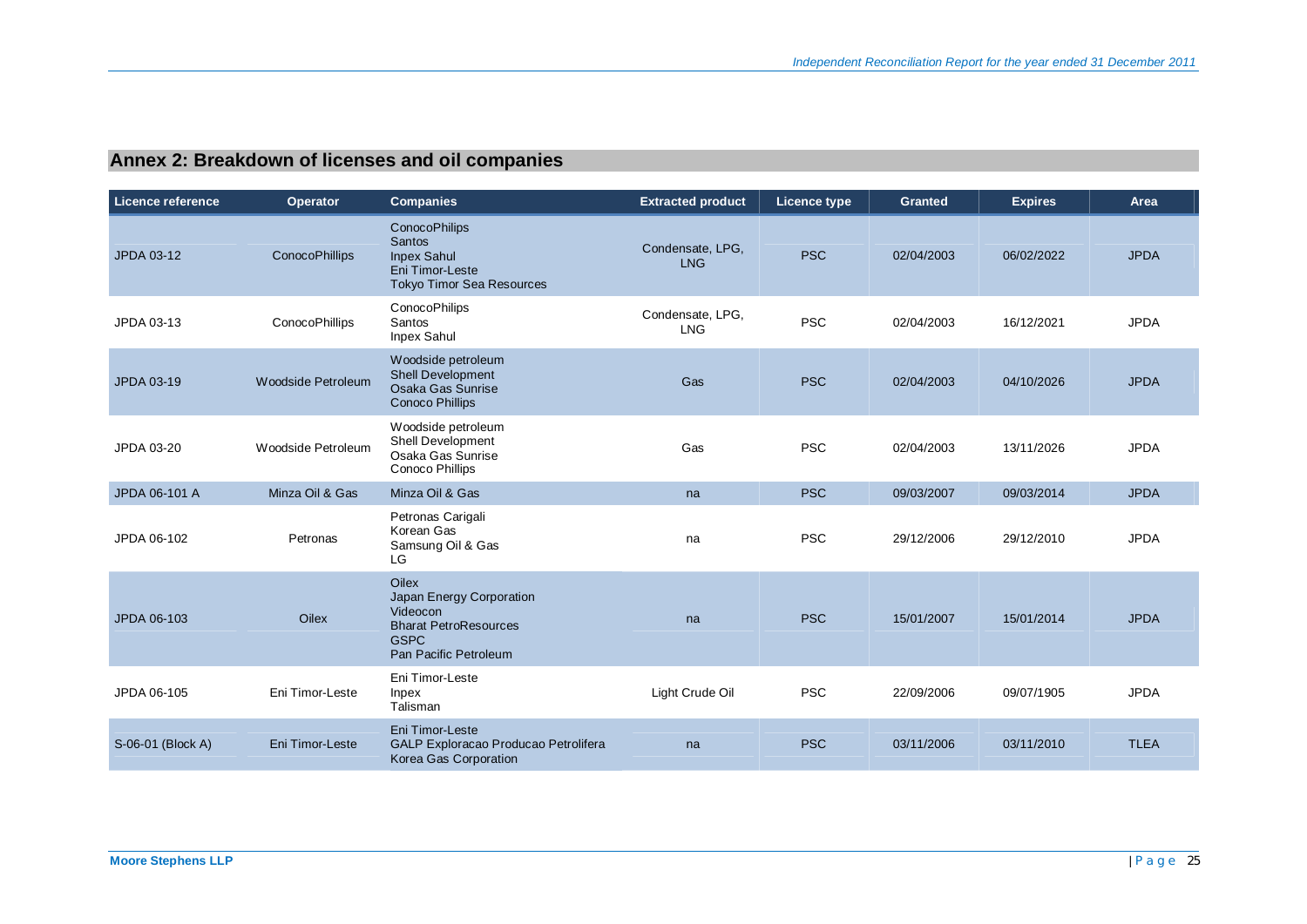## Annex 2: Breakdown of licenses and oil companies

| Licence reference | Operator | Companies | Extracted product | Licence type | Granted | Expires | Area |
|---|---|---|---|---|---|---|---|
| JPDA 03-12 | ConocoPhillips | ConocoPhilips<br>Santos<br>Inpex Sahul<br>Eni Timor-Leste<br>Tokyo Timor Sea Resources | Condensate, LPG, LNG | PSC | 02/04/2003 | 06/02/2022 | JPDA |
| JPDA 03-13 | ConocoPhillips | ConocoPhilips<br>Santos<br>Inpex Sahul | Condensate, LPG, LNG | PSC | 02/04/2003 | 16/12/2021 | JPDA |
| JPDA 03-19 | Woodside Petroleum | Woodside petroleum<br>Shell Development<br>Osaka Gas Sunrise<br>Conoco Phillips | Gas | PSC | 02/04/2003 | 04/10/2026 | JPDA |
| JPDA 03-20 | Woodside Petroleum | Woodside petroleum<br>Shell Development<br>Osaka Gas Sunrise<br>Conoco Phillips | Gas | PSC | 02/04/2003 | 13/11/2026 | JPDA |
| JPDA 06-101 A | Minza Oil & Gas | Minza Oil & Gas | na | PSC | 09/03/2007 | 09/03/2014 | JPDA |
| JPDA 06-102 | Petronas | Petronas Carigali<br>Korean Gas<br>Samsung Oil & Gas<br>LG | na | PSC | 29/12/2006 | 29/12/2010 | JPDA |
| JPDA 06-103 | Oilex | Oilex<br>Japan Energy Corporation<br>Videocon<br>Bharat PetroResources<br>GSPC<br>Pan Pacific Petroleum | na | PSC | 15/01/2007 | 15/01/2014 | JPDA |
| JPDA 06-105 | Eni Timor-Leste | Eni Timor-Leste<br>Inpex<br>Talisman | Light Crude Oil | PSC | 22/09/2006 | 09/07/1905 | JPDA |
| S-06-01 (Block A) | Eni Timor-Leste | Eni Timor-Leste<br>GALP Exploracao Producao Petrolifera<br>Korea Gas Corporation | na | PSC | 03/11/2006 | 03/11/2010 | TLEA |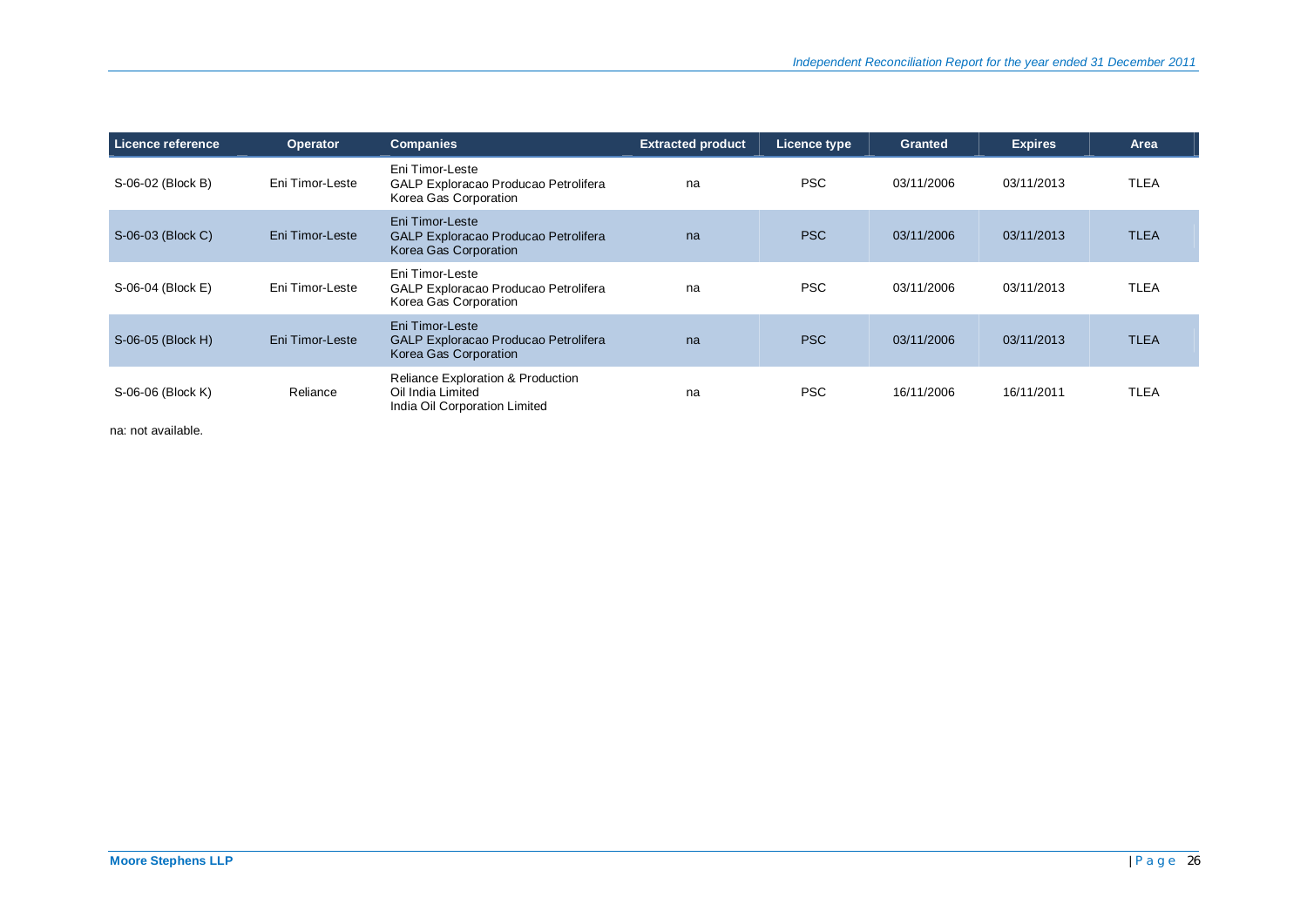| Licence reference | Operator | Companies | Extracted product | Licence type | Granted | Expires | Area |
|---|---|---|---|---|---|---|---|
| S-06-02 (Block B) | Eni Timor-Leste | Eni Timor-Leste<br>GALP Exploracao Producao Petrolifera<br>Korea Gas Corporation | na | PSC | 03/11/2006 | 03/11/2013 | TLEA |
| S-06-03 (Block C) | Eni Timor-Leste | Eni Timor-Leste<br>GALP Exploracao Producao Petrolifera<br>Korea Gas Corporation | na | PSC | 03/11/2006 | 03/11/2013 | TLEA |
| S-06-04 (Block E) | Eni Timor-Leste | Eni Timor-Leste<br>GALP Exploracao Producao Petrolifera<br>Korea Gas Corporation | na | PSC | 03/11/2006 | 03/11/2013 | TLEA |
| S-06-05 (Block H) | Eni Timor-Leste | Eni Timor-Leste<br>GALP Exploracao Producao Petrolifera<br>Korea Gas Corporation | na | PSC | 03/11/2006 | 03/11/2013 | TLEA |
| S-06-06 (Block K) | Reliance | Reliance Exploration & Production<br>Oil India Limited<br>India Oil Corporation Limited | na | PSC | 16/11/2006 | 16/11/2011 | TLEA |

na: not available.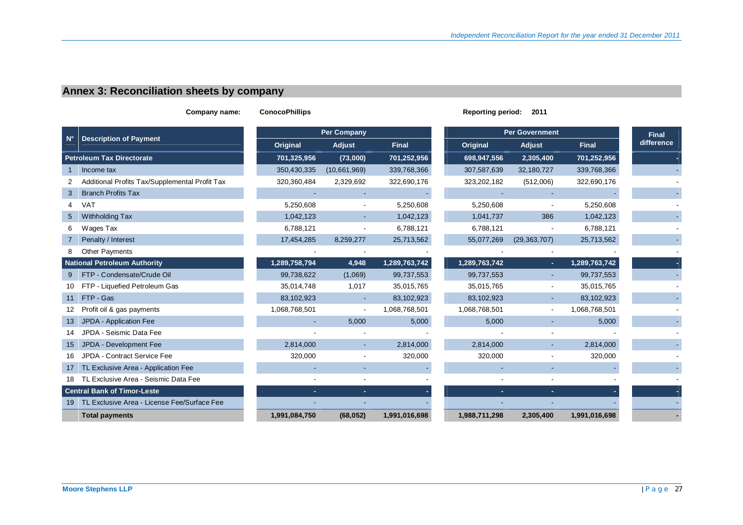## Annex 3: Reconciliation sheets by company

**Company name:** ConocoPhillips **Reporting period:** 2011

| N° | Description of Payment | Per Company | | | Per Government | | | Final difference |
|---|---|---|---|---|---|---|---|---|
| | | Original | Adjust | Final | Original | Adjust | Final | |
| | **Petroleum Tax Directorate** | **701,325,956** | **(73,000)** | **701,252,956** | **698,947,556** | **2,305,400** | **701,252,956** | **-** |
| 1 | Income tax | 350,430,335 | (10,661,969) | 339,768,366 | 307,587,639 | 32,180,727 | 339,768,366 | - |
| 2 | Additional Profits Tax/Supplemental Profit Tax | 320,360,484 | 2,329,692 | 322,690,176 | 323,202,182 | (512,006) | 322,690,176 | - |
| 3 | Branch Profits Tax | - | - | - | - | - | - | - |
| 4 | VAT | 5,250,608 | - | 5,250,608 | 5,250,608 | - | 5,250,608 | - |
| 5 | Withholding Tax | 1,042,123 | - | 1,042,123 | 1,041,737 | 386 | 1,042,123 | - |
| 6 | Wages Tax | 6,788,121 | - | 6,788,121 | 6,788,121 | - | 6,788,121 | - |
| 7 | Penalty / Interest | 17,454,285 | 8,259,277 | 25,713,562 | 55,077,269 | (29,363,707) | 25,713,562 | - |
| 8 | Other Payments | - | - | - | - | - | - | - |
| | **National Petroleum Authority** | **1,289,758,794** | **4,948** | **1,289,763,742** | **1,289,763,742** | **-** | **1,289,763,742** | **-** |
| 9 | FTP - Condensate/Crude Oil | 99,738,622 | (1,069) | 99,737,553 | 99,737,553 | - | 99,737,553 | - |
| 10 | FTP - Liquefied Petroleum Gas | 35,014,748 | 1,017 | 35,015,765 | 35,015,765 | - | 35,015,765 | - |
| 11 | FTP - Gas | 83,102,923 | - | 83,102,923 | 83,102,923 | - | 83,102,923 | - |
| 12 | Profit oil & gas payments | 1,068,768,501 | - | 1,068,768,501 | 1,068,768,501 | - | 1,068,768,501 | - |
| 13 | JPDA - Application Fee | - | 5,000 | 5,000 | 5,000 | - | 5,000 | - |
| 14 | JPDA - Seismic Data Fee | - | - | - | - | - | - | - |
| 15 | JPDA - Development Fee | 2,814,000 | - | 2,814,000 | 2,814,000 | - | 2,814,000 | - |
| 16 | JPDA - Contract Service Fee | 320,000 | - | 320,000 | 320,000 | - | 320,000 | - |
| 17 | TL Exclusive Area - Application Fee | - | - | - | - | - | - | - |
| 18 | TL Exclusive Area - Seismic Data Fee | - | - | - | - | - | - | - |
| | **Central Bank of Timor-Leste** | **-** | **-** | **-** | **-** | **-** | **-** | **-** |
| 19 | TL Exclusive Area - License Fee/Surface Fee | - | - | - | - | - | - | - |
| | **Total payments** | **1,991,084,750** | **(68,052)** | **1,991,016,698** | **1,988,711,298** | **2,305,400** | **1,991,016,698** | **-** |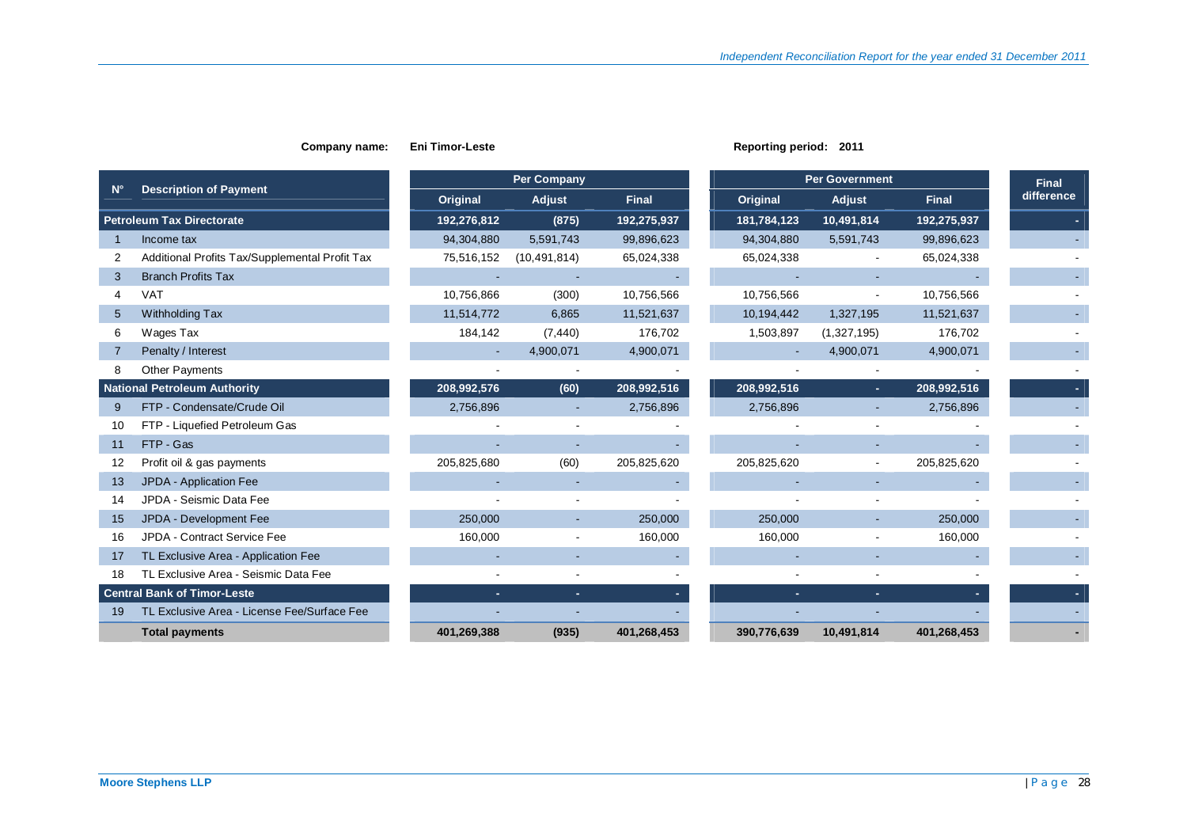**Company name:** Eni Timor-Leste **Reporting period:** 2011

| N° | Description of Payment | Per Company | | | Per Government | | | Final difference |
|---|---|---|---|---|---|---|---|---|
| | | Original | Adjust | Final | Original | Adjust | Final | |
| **Petroleum Tax Directorate** | | **192,276,812** | **(875)** | **192,275,937** | **181,784,123** | **10,491,814** | **192,275,937** | **-** |
| 1 | Income tax | 94,304,880 | 5,591,743 | 99,896,623 | 94,304,880 | 5,591,743 | 99,896,623 | - |
| 2 | Additional Profits Tax/Supplemental Profit Tax | 75,516,152 | (10,491,814) | 65,024,338 | 65,024,338 | - | 65,024,338 | - |
| 3 | Branch Profits Tax | - | - | - | - | - | - | - |
| 4 | VAT | 10,756,866 | (300) | 10,756,566 | 10,756,566 | - | 10,756,566 | - |
| 5 | Withholding Tax | 11,514,772 | 6,865 | 11,521,637 | 10,194,442 | 1,327,195 | 11,521,637 | - |
| 6 | Wages Tax | 184,142 | (7,440) | 176,702 | 1,503,897 | (1,327,195) | 176,702 | - |
| 7 | Penalty / Interest | - | 4,900,071 | 4,900,071 | - | 4,900,071 | 4,900,071 | - |
| 8 | Other Payments | - | - | - | - | - | - | - |
| **National Petroleum Authority** | | **208,992,576** | **(60)** | **208,992,516** | **208,992,516** | **-** | **208,992,516** | **-** |
| 9 | FTP - Condensate/Crude Oil | 2,756,896 | - | 2,756,896 | 2,756,896 | - | 2,756,896 | - |
| 10 | FTP - Liquefied Petroleum Gas | - | - | - | - | - | - | - |
| 11 | FTP - Gas | - | - | - | - | - | - | - |
| 12 | Profit oil & gas payments | 205,825,680 | (60) | 205,825,620 | 205,825,620 | - | 205,825,620 | - |
| 13 | JPDA - Application Fee | - | - | - | - | - | - | - |
| 14 | JPDA - Seismic Data Fee | - | - | - | - | - | - | - |
| 15 | JPDA - Development Fee | 250,000 | - | 250,000 | 250,000 | - | 250,000 | - |
| 16 | JPDA - Contract Service Fee | 160,000 | - | 160,000 | 160,000 | - | 160,000 | - |
| 17 | TL Exclusive Area - Application Fee | - | - | - | - | - | - | - |
| 18 | TL Exclusive Area - Seismic Data Fee | - | - | - | - | - | - | - |
| **Central Bank of Timor-Leste** | | **-** | **-** | **-** | **-** | **-** | **-** | **-** |
| 19 | TL Exclusive Area - License Fee/Surface Fee | - | - | - | - | - | - | - |
| | **Total payments** | **401,269,388** | **(935)** | **401,268,453** | **390,776,639** | **10,491,814** | **401,268,453** | **-** |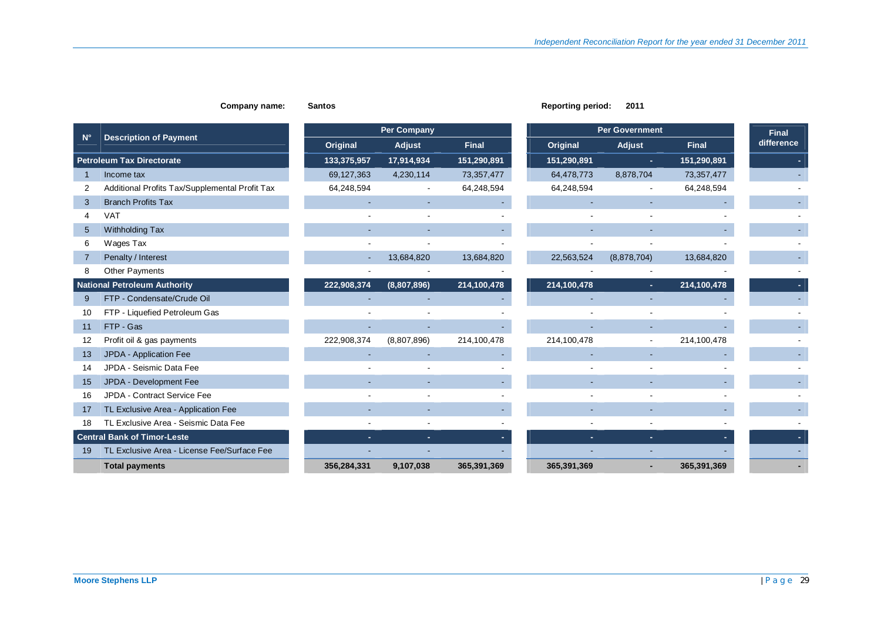**Company name:** Santos

**Reporting period:** 2011

| N° | Description of Payment | Per Company | | | Per Government | | | Final difference |
|---|---|---|---|---|---|---|---|---|
| | | Original | Adjust | Final | Original | Adjust | Final | |
| **Petroleum Tax Directorate** | | **133,375,957** | **17,914,934** | **151,290,891** | **151,290,891** | **-** | **151,290,891** | **-** |
| 1 | Income tax | 69,127,363 | 4,230,114 | 73,357,477 | 64,478,773 | 8,878,704 | 73,357,477 | - |
| 2 | Additional Profits Tax/Supplemental Profit Tax | 64,248,594 | - | 64,248,594 | 64,248,594 | - | 64,248,594 | - |
| 3 | Branch Profits Tax | - | - | - | - | - | - | - |
| 4 | VAT | - | - | - | - | - | - | - |
| 5 | Withholding Tax | - | - | - | - | - | - | - |
| 6 | Wages Tax | - | - | - | - | - | - | - |
| 7 | Penalty / Interest | - | 13,684,820 | 13,684,820 | 22,563,524 | (8,878,704) | 13,684,820 | - |
| 8 | Other Payments | - | - | - | - | - | - | - |
| **National Petroleum Authority** | | **222,908,374** | **(8,807,896)** | **214,100,478** | **214,100,478** | **-** | **214,100,478** | **-** |
| 9 | FTP - Condensate/Crude Oil | - | - | - | - | - | - | - |
| 10 | FTP - Liquefied Petroleum Gas | - | - | - | - | - | - | - |
| 11 | FTP - Gas | - | - | - | - | - | - | - |
| 12 | Profit oil & gas payments | 222,908,374 | (8,807,896) | 214,100,478 | 214,100,478 | - | 214,100,478 | - |
| 13 | JPDA - Application Fee | - | - | - | - | - | - | - |
| 14 | JPDA - Seismic Data Fee | - | - | - | - | - | - | - |
| 15 | JPDA - Development Fee | - | - | - | - | - | - | - |
| 16 | JPDA - Contract Service Fee | - | - | - | - | - | - | - |
| 17 | TL Exclusive Area - Application Fee | - | - | - | - | - | - | - |
| 18 | TL Exclusive Area - Seismic Data Fee | - | - | - | - | - | - | - |
| **Central Bank of Timor-Leste** | | **-** | **-** | **-** | **-** | **-** | **-** | **-** |
| 19 | TL Exclusive Area - License Fee/Surface Fee | - | - | - | - | - | - | - |
| | **Total payments** | **356,284,331** | **9,107,038** | **365,391,369** | **365,391,369** | **-** | **365,391,369** | **-** |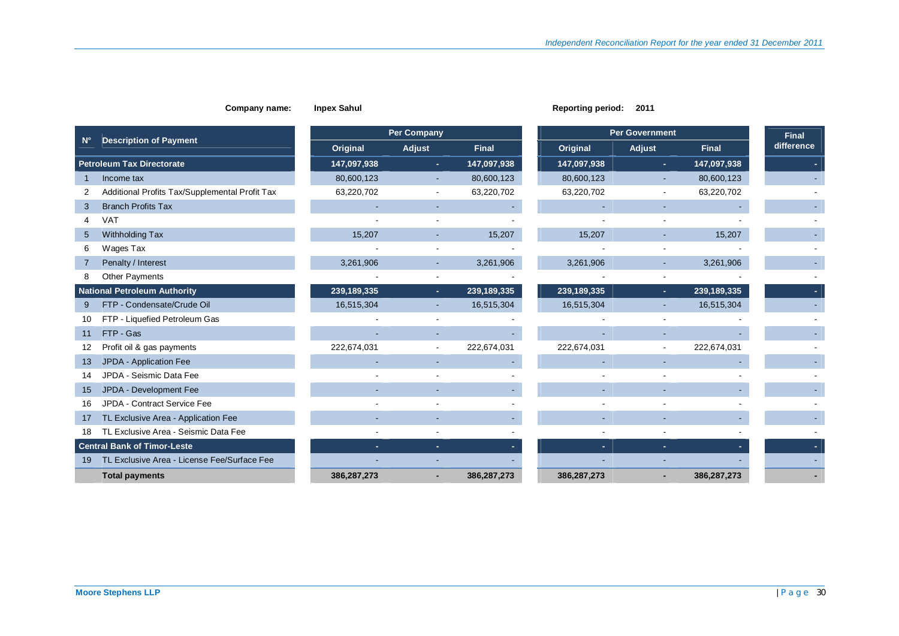**Company name:** **Inpex Sahul** **Reporting period:** **2011**

| N° | Description of Payment | Per Company | | | Per Government | | | Final difference |
|---|---|---|---|---|---|---|---|---|
| | | Original | Adjust | Final | Original | Adjust | Final | |
| | **Petroleum Tax Directorate** | **147,097,938** | **-** | **147,097,938** | **147,097,938** | **-** | **147,097,938** | **-** |
| 1 | Income tax | 80,600,123 | - | 80,600,123 | 80,600,123 | - | 80,600,123 | - |
| 2 | Additional Profits Tax/Supplemental Profit Tax | 63,220,702 | - | 63,220,702 | 63,220,702 | - | 63,220,702 | - |
| 3 | Branch Profits Tax | - | - | - | - | - | - | - |
| 4 | VAT | - | - | - | - | - | - | - |
| 5 | Withholding Tax | 15,207 | - | 15,207 | 15,207 | - | 15,207 | - |
| 6 | Wages Tax | - | - | - | - | - | - | - |
| 7 | Penalty / Interest | 3,261,906 | - | 3,261,906 | 3,261,906 | - | 3,261,906 | - |
| 8 | Other Payments | - | - | - | - | - | - | - |
| | **National Petroleum Authority** | **239,189,335** | **-** | **239,189,335** | **239,189,335** | **-** | **239,189,335** | **-** |
| 9 | FTP - Condensate/Crude Oil | 16,515,304 | - | 16,515,304 | 16,515,304 | - | 16,515,304 | - |
| 10 | FTP - Liquefied Petroleum Gas | - | - | - | - | - | - | - |
| 11 | FTP - Gas | - | - | - | - | - | - | - |
| 12 | Profit oil & gas payments | 222,674,031 | - | 222,674,031 | 222,674,031 | - | 222,674,031 | - |
| 13 | JPDA - Application Fee | - | - | - | - | - | - | - |
| 14 | JPDA - Seismic Data Fee | - | - | - | - | - | - | - |
| 15 | JPDA - Development Fee | - | - | - | - | - | - | - |
| 16 | JPDA - Contract Service Fee | - | - | - | - | - | - | - |
| 17 | TL Exclusive Area - Application Fee | - | - | - | - | - | - | - |
| 18 | TL Exclusive Area - Seismic Data Fee | - | - | - | - | - | - | - |
| | **Central Bank of Timor-Leste** | **-** | **-** | **-** | **-** | **-** | **-** | **-** |
| 19 | TL Exclusive Area - License Fee/Surface Fee | - | - | - | - | - | - | - |
| | **Total payments** | **386,287,273** | **-** | **386,287,273** | **386,287,273** | **-** | **386,287,273** | **-** |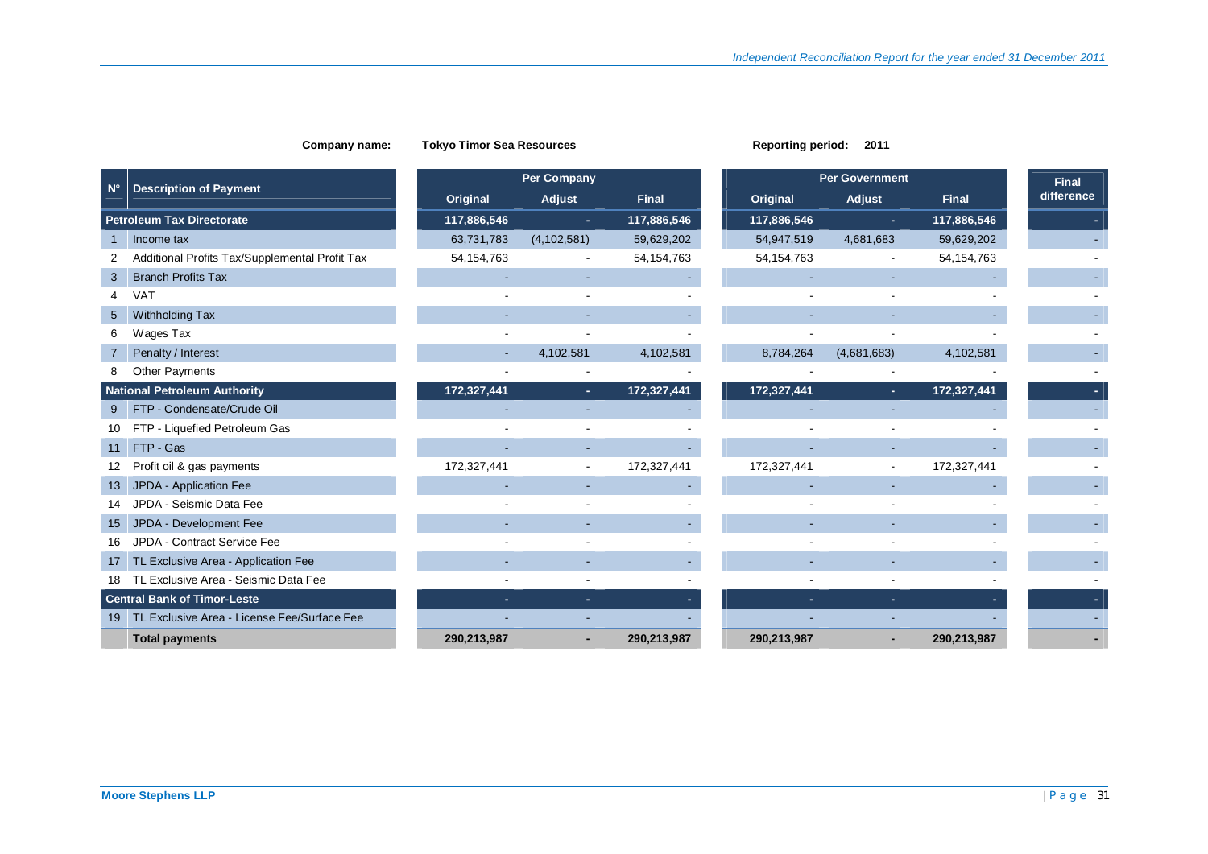**Company name:** Tokyo Timor Sea Resources

**Reporting period:** 2011

| N° | Description of Payment | Per Company | | | Per Government | | | Final difference |
|---|---|---|---|---|---|---|---|---|
| | | Original | Adjust | Final | Original | Adjust | Final | |
| | **Petroleum Tax Directorate** | **117,886,546** | **-** | **117,886,546** | **117,886,546** | **-** | **117,886,546** | **-** |
| 1 | Income tax | 63,731,783 | (4,102,581) | 59,629,202 | 54,947,519 | 4,681,683 | 59,629,202 | - |
| 2 | Additional Profits Tax/Supplemental Profit Tax | 54,154,763 | - | 54,154,763 | 54,154,763 | - | 54,154,763 | - |
| 3 | Branch Profits Tax | - | - | - | - | - | - | - |
| 4 | VAT | - | - | - | - | - | - | - |
| 5 | Withholding Tax | - | - | - | - | - | - | - |
| 6 | Wages Tax | - | - | - | - | - | - | - |
| 7 | Penalty / Interest | - | 4,102,581 | 4,102,581 | 8,784,264 | (4,681,683) | 4,102,581 | - |
| 8 | Other Payments | - | - | - | - | - | - | - |
| | **National Petroleum Authority** | **172,327,441** | **-** | **172,327,441** | **172,327,441** | **-** | **172,327,441** | **-** |
| 9 | FTP - Condensate/Crude Oil | - | - | - | - | - | - | - |
| 10 | FTP - Liquefied Petroleum Gas | - | - | - | - | - | - | - |
| 11 | FTP - Gas | - | - | - | - | - | - | - |
| 12 | Profit oil & gas payments | 172,327,441 | - | 172,327,441 | 172,327,441 | - | 172,327,441 | - |
| 13 | JPDA - Application Fee | - | - | - | - | - | - | - |
| 14 | JPDA - Seismic Data Fee | - | - | - | - | - | - | - |
| 15 | JPDA - Development Fee | - | - | - | - | - | - | - |
| 16 | JPDA - Contract Service Fee | - | - | - | - | - | - | - |
| 17 | TL Exclusive Area - Application Fee | - | - | - | - | - | - | - |
| 18 | TL Exclusive Area - Seismic Data Fee | - | - | - | - | - | - | - |
| | **Central Bank of Timor-Leste** | **-** | **-** | **-** | **-** | **-** | **-** | **-** |
| 19 | TL Exclusive Area - License Fee/Surface Fee | - | - | - | - | - | - | - |
| | **Total payments** | **290,213,987** | **-** | **290,213,987** | **290,213,987** | **-** | **290,213,987** | **-** |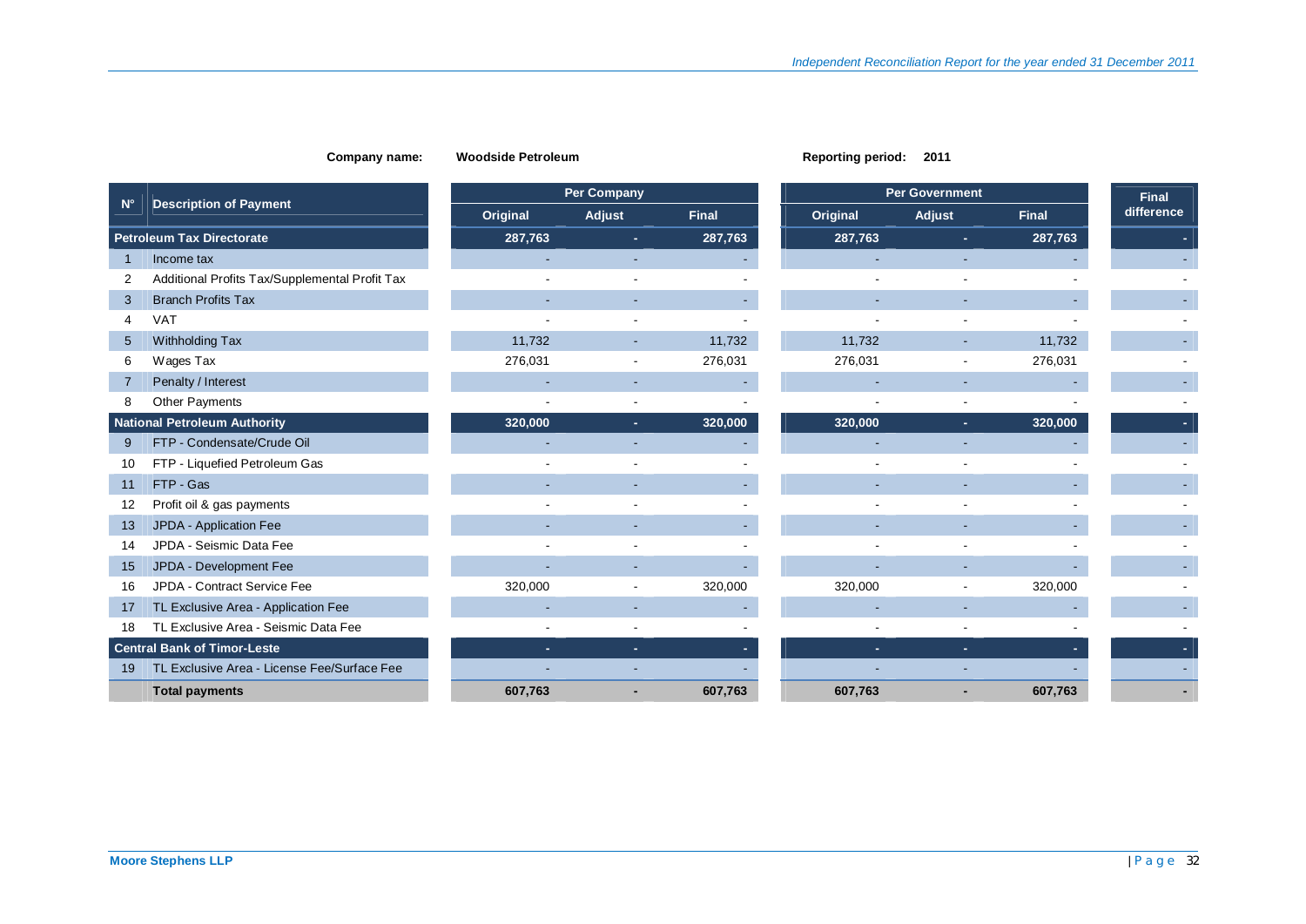**Company name:** Woodside Petroleum **Reporting period:** 2011

| N° | Description of Payment | Per Company | | | Per Government | | | Final difference |
|---|---|---|---|---|---|---|---|---|
| | | Original | Adjust | Final | Original | Adjust | Final | |
| | **Petroleum Tax Directorate** | **287,763** | **-** | **287,763** | **287,763** | **-** | **287,763** | **-** |
| 1 | Income tax | - | - | - | - | - | - | - |
| 2 | Additional Profits Tax/Supplemental Profit Tax | - | - | - | - | - | - | - |
| 3 | Branch Profits Tax | - | - | - | - | - | - | - |
| 4 | VAT | - | - | - | - | - | - | - |
| 5 | Withholding Tax | 11,732 | - | 11,732 | 11,732 | - | 11,732 | - |
| 6 | Wages Tax | 276,031 | - | 276,031 | 276,031 | - | 276,031 | - |
| 7 | Penalty / Interest | - | - | - | - | - | - | - |
| 8 | Other Payments | - | - | - | - | - | - | - |
| | **National Petroleum Authority** | **320,000** | **-** | **320,000** | **320,000** | **-** | **320,000** | **-** |
| 9 | FTP - Condensate/Crude Oil | - | - | - | - | - | - | - |
| 10 | FTP - Liquefied Petroleum Gas | - | - | - | - | - | - | - |
| 11 | FTP - Gas | - | - | - | - | - | - | - |
| 12 | Profit oil & gas payments | - | - | - | - | - | - | - |
| 13 | JPDA - Application Fee | - | - | - | - | - | - | - |
| 14 | JPDA - Seismic Data Fee | - | - | - | - | - | - | - |
| 15 | JPDA - Development Fee | - | - | - | - | - | - | - |
| 16 | JPDA - Contract Service Fee | 320,000 | - | 320,000 | 320,000 | - | 320,000 | - |
| 17 | TL Exclusive Area - Application Fee | - | - | - | - | - | - | - |
| 18 | TL Exclusive Area - Seismic Data Fee | - | - | - | - | - | - | - |
| | **Central Bank of Timor-Leste** | **-** | **-** | **-** | **-** | **-** | **-** | **-** |
| 19 | TL Exclusive Area - License Fee/Surface Fee | - | - | - | - | - | - | - |
| | **Total payments** | **607,763** | **-** | **607,763** | **607,763** | **-** | **607,763** | **-** |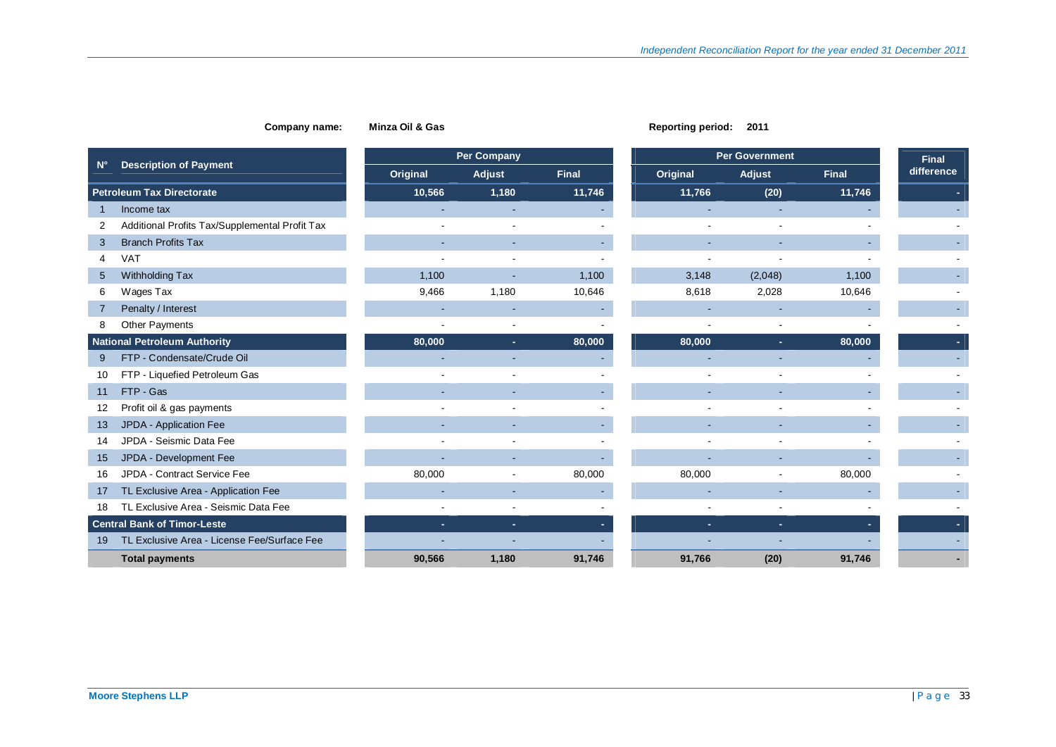**Company name:** Minza Oil & Gas

**Reporting period:** 2011

| N° | Description of Payment | Per Company | | | Per Government | | | Final difference |
|---|---|---|---|---|---|---|---|---|
| | | Original | Adjust | Final | Original | Adjust | Final | |
| | **Petroleum Tax Directorate** | **10,566** | **1,180** | **11,746** | **11,766** | **(20)** | **11,746** | **-** |
| 1 | Income tax | - | - | - | - | - | - | - |
| 2 | Additional Profits Tax/Supplemental Profit Tax | - | - | - | - | - | - | - |
| 3 | Branch Profits Tax | - | - | - | - | - | - | - |
| 4 | VAT | - | - | - | - | - | - | - |
| 5 | Withholding Tax | 1,100 | - | 1,100 | 3,148 | (2,048) | 1,100 | - |
| 6 | Wages Tax | 9,466 | 1,180 | 10,646 | 8,618 | 2,028 | 10,646 | - |
| 7 | Penalty / Interest | - | - | - | - | - | - | - |
| 8 | Other Payments | - | - | - | - | - | - | - |
| | **National Petroleum Authority** | **80,000** | **-** | **80,000** | **80,000** | **-** | **80,000** | **-** |
| 9 | FTP - Condensate/Crude Oil | - | - | - | - | - | - | - |
| 10 | FTP - Liquefied Petroleum Gas | - | - | - | - | - | - | - |
| 11 | FTP - Gas | - | - | - | - | - | - | - |
| 12 | Profit oil & gas payments | - | - | - | - | - | - | - |
| 13 | JPDA - Application Fee | - | - | - | - | - | - | - |
| 14 | JPDA - Seismic Data Fee | - | - | - | - | - | - | - |
| 15 | JPDA - Development Fee | - | - | - | - | - | - | - |
| 16 | JPDA - Contract Service Fee | 80,000 | - | 80,000 | 80,000 | - | 80,000 | - |
| 17 | TL Exclusive Area - Application Fee | - | - | - | - | - | - | - |
| 18 | TL Exclusive Area - Seismic Data Fee | - | - | - | - | - | - | - |
| | **Central Bank of Timor-Leste** | **-** | **-** | **-** | **-** | **-** | **-** | **-** |
| 19 | TL Exclusive Area - License Fee/Surface Fee | - | - | - | - | - | - | - |
| | **Total payments** | **90,566** | **1,180** | **91,746** | **91,766** | **(20)** | **91,746** | **-** |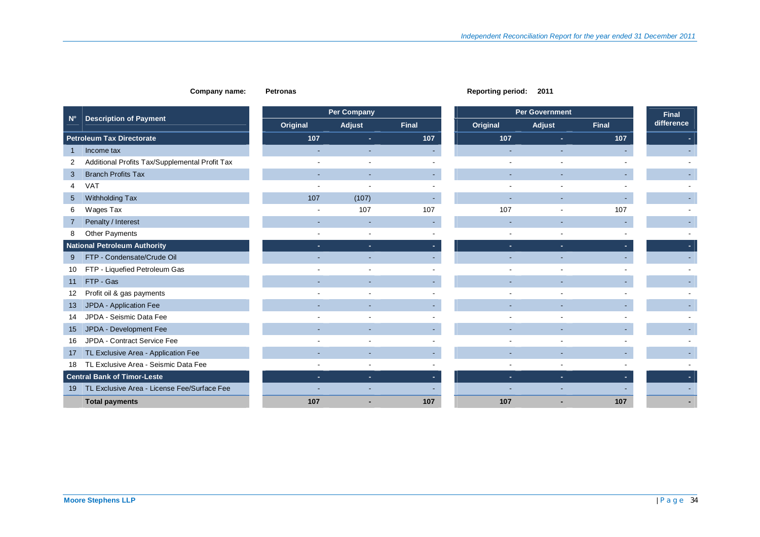**Company name:** Petronas **Reporting period:** 2011

| N° | Description of Payment | Per Company | | | Per Government | | | Final difference |
|---|---|---|---|---|---|---|---|---|
| | | Original | Adjust | Final | Original | Adjust | Final | |
| | **Petroleum Tax Directorate** | **107** | **-** | **107** | **107** | **-** | **107** | **-** |
| 1 | Income tax | - | - | - | - | - | - | - |
| 2 | Additional Profits Tax/Supplemental Profit Tax | - | - | - | - | - | - | - |
| 3 | Branch Profits Tax | - | - | - | - | - | - | - |
| 4 | VAT | - | - | - | - | - | - | - |
| 5 | Withholding Tax | 107 | (107) | - | - | - | - | - |
| 6 | Wages Tax | - | 107 | 107 | 107 | - | 107 | - |
| 7 | Penalty / Interest | - | - | - | - | - | - | - |
| 8 | Other Payments | - | - | - | - | - | - | - |
| | **National Petroleum Authority** | **-** | **-** | **-** | **-** | **-** | **-** | **-** |
| 9 | FTP - Condensate/Crude Oil | - | - | - | - | - | - | - |
| 10 | FTP - Liquefied Petroleum Gas | - | - | - | - | - | - | - |
| 11 | FTP - Gas | - | - | - | - | - | - | - |
| 12 | Profit oil & gas payments | - | - | - | - | - | - | - |
| 13 | JPDA - Application Fee | - | - | - | - | - | - | - |
| 14 | JPDA - Seismic Data Fee | - | - | - | - | - | - | - |
| 15 | JPDA - Development Fee | - | - | - | - | - | - | - |
| 16 | JPDA - Contract Service Fee | - | - | - | - | - | - | - |
| 17 | TL Exclusive Area - Application Fee | - | - | - | - | - | - | - |
| 18 | TL Exclusive Area - Seismic Data Fee | - | - | - | - | - | - | - |
| | **Central Bank of Timor-Leste** | **-** | **-** | **-** | **-** | **-** | **-** | **-** |
| 19 | TL Exclusive Area - License Fee/Surface Fee | - | - | - | - | - | - | - |
| | **Total payments** | **107** | **-** | **107** | **107** | **-** | **107** | **-** |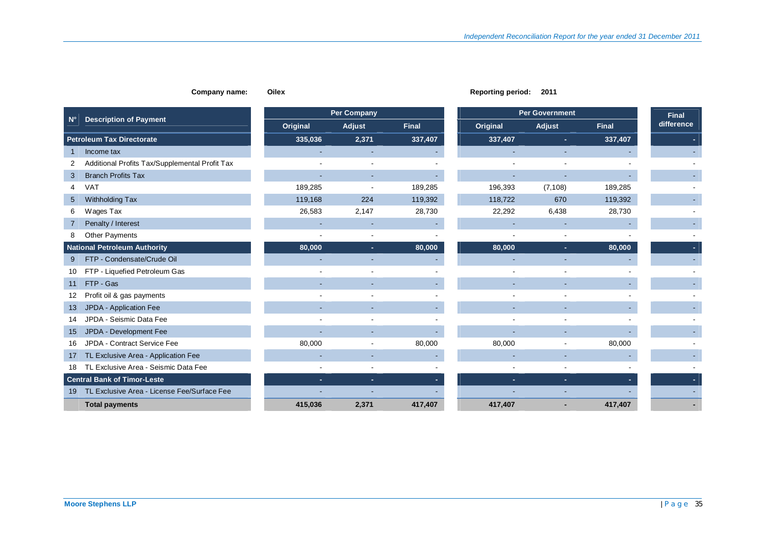**Company name:** Oilex **Reporting period:** 2011

| N° | Description of Payment | Per Company | | | Per Government | | | Final difference |
|---|---|---|---|---|---|---|---|---|
| | | Original | Adjust | Final | Original | Adjust | Final | |
| | **Petroleum Tax Directorate** | **335,036** | **2,371** | **337,407** | **337,407** | **-** | **337,407** | **-** |
| 1 | Income tax | - | - | - | - | - | - | - |
| 2 | Additional Profits Tax/Supplemental Profit Tax | - | - | - | - | - | - | - |
| 3 | Branch Profits Tax | - | - | - | - | - | - | - |
| 4 | VAT | 189,285 | - | 189,285 | 196,393 | (7,108) | 189,285 | - |
| 5 | Withholding Tax | 119,168 | 224 | 119,392 | 118,722 | 670 | 119,392 | - |
| 6 | Wages Tax | 26,583 | 2,147 | 28,730 | 22,292 | 6,438 | 28,730 | - |
| 7 | Penalty / Interest | - | - | - | - | - | - | - |
| 8 | Other Payments | - | - | - | - | - | - | - |
| | **National Petroleum Authority** | **80,000** | **-** | **80,000** | **80,000** | **-** | **80,000** | **-** |
| 9 | FTP - Condensate/Crude Oil | - | - | - | - | - | - | - |
| 10 | FTP - Liquefied Petroleum Gas | - | - | - | - | - | - | - |
| 11 | FTP - Gas | - | - | - | - | - | - | - |
| 12 | Profit oil & gas payments | - | - | - | - | - | - | - |
| 13 | JPDA - Application Fee | - | - | - | - | - | - | - |
| 14 | JPDA - Seismic Data Fee | - | - | - | - | - | - | - |
| 15 | JPDA - Development Fee | - | - | - | - | - | - | - |
| 16 | JPDA - Contract Service Fee | 80,000 | - | 80,000 | 80,000 | - | 80,000 | - |
| 17 | TL Exclusive Area - Application Fee | - | - | - | - | - | - | - |
| 18 | TL Exclusive Area - Seismic Data Fee | - | - | - | - | - | - | - |
| | **Central Bank of Timor-Leste** | **-** | **-** | **-** | **-** | **-** | **-** | **-** |
| 19 | TL Exclusive Area - License Fee/Surface Fee | - | - | - | - | - | - | - |
| | **Total payments** | **415,036** | **2,371** | **417,407** | **417,407** | **-** | **417,407** | **-** |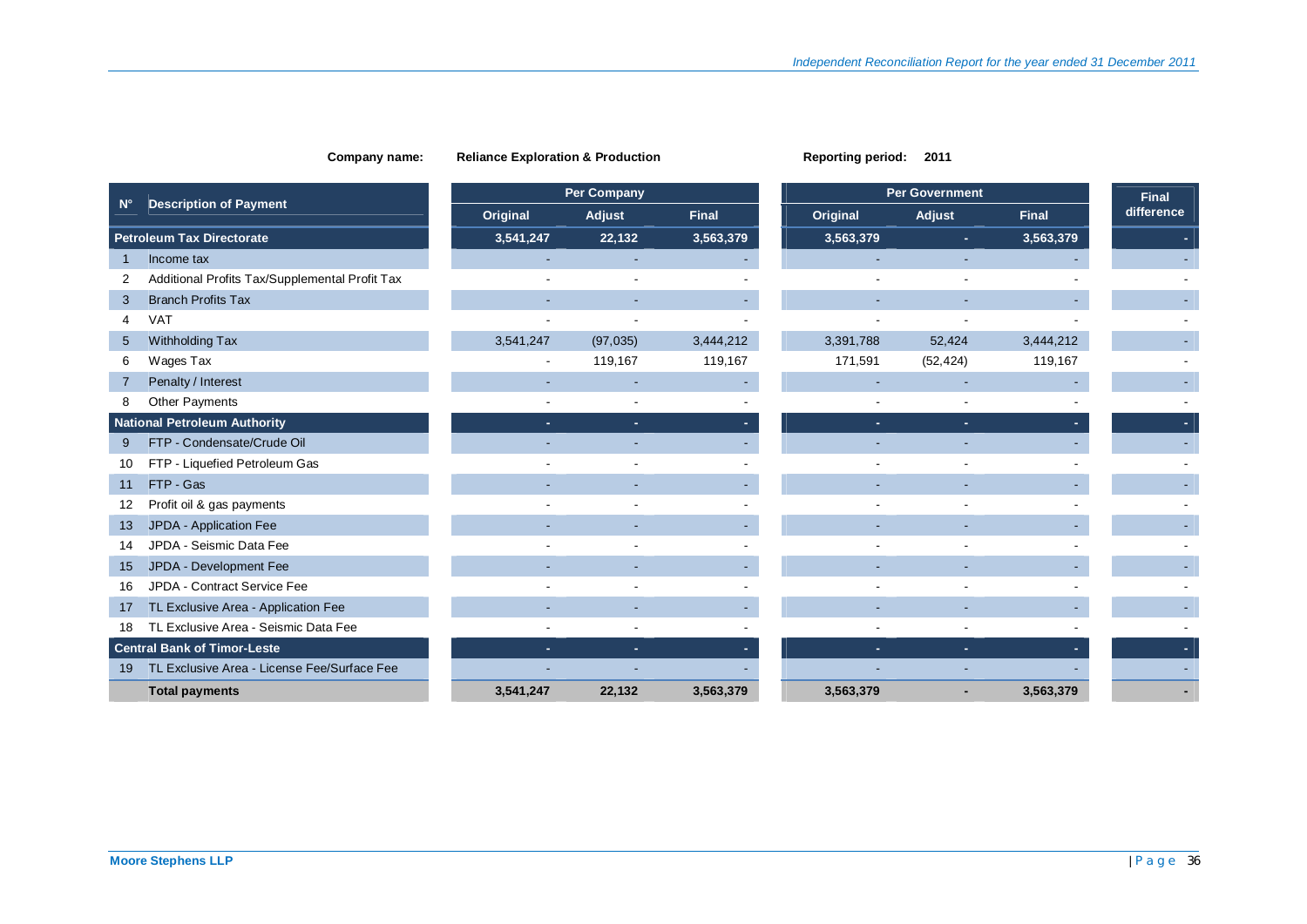**Company name:** Reliance Exploration & Production **Reporting period:** 2011

| N° | Description of Payment | Per Company | | | Per Government | | | Final difference |
|---|---|---|---|---|---|---|---|---|
| | | Original | Adjust | Final | Original | Adjust | Final | |
| | **Petroleum Tax Directorate** | **3,541,247** | **22,132** | **3,563,379** | **3,563,379** | **-** | **3,563,379** | **-** |
| 1 | Income tax | - | - | - | - | - | - | - |
| 2 | Additional Profits Tax/Supplemental Profit Tax | - | - | - | - | - | - | - |
| 3 | Branch Profits Tax | - | - | - | - | - | - | - |
| 4 | VAT | - | - | - | - | - | - | - |
| 5 | Withholding Tax | 3,541,247 | (97,035) | 3,444,212 | 3,391,788 | 52,424 | 3,444,212 | - |
| 6 | Wages Tax | - | 119,167 | 119,167 | 171,591 | (52,424) | 119,167 | - |
| 7 | Penalty / Interest | - | - | - | - | - | - | - |
| 8 | Other Payments | - | - | - | - | - | - | - |
| | **National Petroleum Authority** | **-** | **-** | **-** | **-** | **-** | **-** | **-** |
| 9 | FTP - Condensate/Crude Oil | - | - | - | - | - | - | - |
| 10 | FTP - Liquefied Petroleum Gas | - | - | - | - | - | - | - |
| 11 | FTP - Gas | - | - | - | - | - | - | - |
| 12 | Profit oil & gas payments | - | - | - | - | - | - | - |
| 13 | JPDA - Application Fee | - | - | - | - | - | - | - |
| 14 | JPDA - Seismic Data Fee | - | - | - | - | - | - | - |
| 15 | JPDA - Development Fee | - | - | - | - | - | - | - |
| 16 | JPDA - Contract Service Fee | - | - | - | - | - | - | - |
| 17 | TL Exclusive Area - Application Fee | - | - | - | - | - | - | - |
| 18 | TL Exclusive Area - Seismic Data Fee | - | - | - | - | - | - | - |
| | **Central Bank of Timor-Leste** | **-** | **-** | **-** | **-** | **-** | **-** | **-** |
| 19 | TL Exclusive Area - License Fee/Surface Fee | - | - | - | - | - | - | - |
| | **Total payments** | **3,541,247** | **22,132** | **3,563,379** | **3,563,379** | **-** | **3,563,379** | **-** |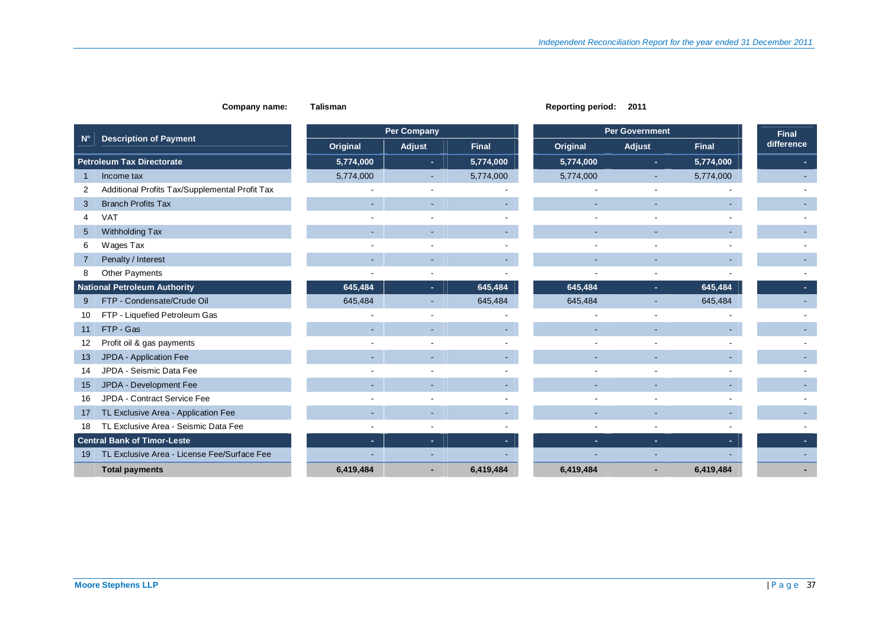**Company name:** Talisman **Reporting period:** 2011

| N° | Description of Payment | Per Company | | | Per Government | | | Final difference |
|---|---|---|---|---|---|---|---|---|
| | | Original | Adjust | Final | Original | Adjust | Final | |
| | **Petroleum Tax Directorate** | **5,774,000** | **-** | **5,774,000** | **5,774,000** | **-** | **5,774,000** | **-** |
| 1 | Income tax | 5,774,000 | - | 5,774,000 | 5,774,000 | - | 5,774,000 | - |
| 2 | Additional Profits Tax/Supplemental Profit Tax | - | - | - | - | - | - | - |
| 3 | Branch Profits Tax | - | - | - | - | - | - | - |
| 4 | VAT | - | - | - | - | - | - | - |
| 5 | Withholding Tax | - | - | - | - | - | - | - |
| 6 | Wages Tax | - | - | - | - | - | - | - |
| 7 | Penalty / Interest | - | - | - | - | - | - | - |
| 8 | Other Payments | - | - | - | - | - | - | - |
| | **National Petroleum Authority** | **645,484** | **-** | **645,484** | **645,484** | **-** | **645,484** | **-** |
| 9 | FTP - Condensate/Crude Oil | 645,484 | - | 645,484 | 645,484 | - | 645,484 | - |
| 10 | FTP - Liquefied Petroleum Gas | - | - | - | - | - | - | - |
| 11 | FTP - Gas | - | - | - | - | - | - | - |
| 12 | Profit oil & gas payments | - | - | - | - | - | - | - |
| 13 | JPDA - Application Fee | - | - | - | - | - | - | - |
| 14 | JPDA - Seismic Data Fee | - | - | - | - | - | - | - |
| 15 | JPDA - Development Fee | - | - | - | - | - | - | - |
| 16 | JPDA - Contract Service Fee | - | - | - | - | - | - | - |
| 17 | TL Exclusive Area - Application Fee | - | - | - | - | - | - | - |
| 18 | TL Exclusive Area - Seismic Data Fee | - | - | - | - | - | - | - |
| | **Central Bank of Timor-Leste** | **-** | **-** | **-** | **-** | **-** | **-** | **-** |
| 19 | TL Exclusive Area - License Fee/Surface Fee | - | - | - | - | - | - | - |
| | **Total payments** | **6,419,484** | **-** | **6,419,484** | **6,419,484** | **-** | **6,419,484** | **-** |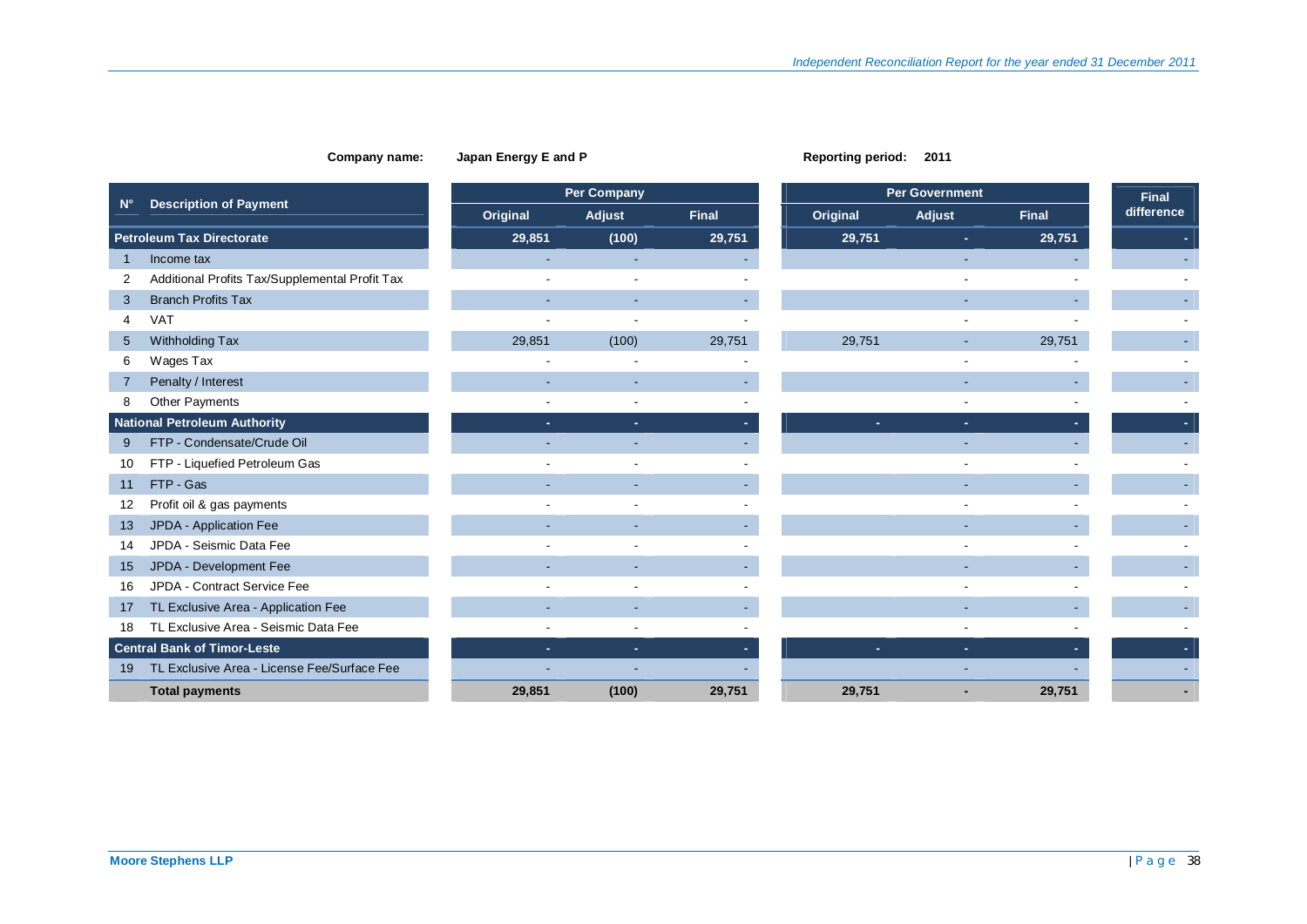**Company name:** Japan Energy E and P **Reporting period:** 2011

| N° | Description of Payment | Per Company | | | Per Government | | | Final difference |
|---|---|---|---|---|---|---|---|---|
| | | Original | Adjust | Final | Original | Adjust | Final | |
| | **Petroleum Tax Directorate** | **29,851** | **(100)** | **29,751** | **29,751** | **-** | **29,751** | **-** |
| 1 | Income tax | - | - | - | | - | - | - |
| 2 | Additional Profits Tax/Supplemental Profit Tax | - | - | - | | - | - | - |
| 3 | Branch Profits Tax | - | - | - | | - | - | - |
| 4 | VAT | - | - | - | | - | - | - |
| 5 | Withholding Tax | 29,851 | (100) | 29,751 | 29,751 | - | 29,751 | - |
| 6 | Wages Tax | - | - | - | | - | - | - |
| 7 | Penalty / Interest | - | - | - | | - | - | - |
| 8 | Other Payments | - | - | - | | - | - | - |
| | **National Petroleum Authority** | **-** | **-** | **-** | **-** | **-** | **-** | **-** |
| 9 | FTP - Condensate/Crude Oil | - | - | - | | - | - | - |
| 10 | FTP - Liquefied Petroleum Gas | - | - | - | | - | - | - |
| 11 | FTP - Gas | - | - | - | | - | - | - |
| 12 | Profit oil & gas payments | - | - | - | | - | - | - |
| 13 | JPDA - Application Fee | - | - | - | | - | - | - |
| 14 | JPDA - Seismic Data Fee | - | - | - | | - | - | - |
| 15 | JPDA - Development Fee | - | - | - | | - | - | - |
| 16 | JPDA - Contract Service Fee | - | - | - | | - | - | - |
| 17 | TL Exclusive Area - Application Fee | - | - | - | | - | - | - |
| 18 | TL Exclusive Area - Seismic Data Fee | - | - | - | | - | - | - |
| | **Central Bank of Timor-Leste** | **-** | **-** | **-** | **-** | **-** | **-** | **-** |
| 19 | TL Exclusive Area - License Fee/Surface Fee | - | - | - | | - | - | - |
| | **Total payments** | **29,851** | **(100)** | **29,751** | **29,751** | **-** | **29,751** | **-** |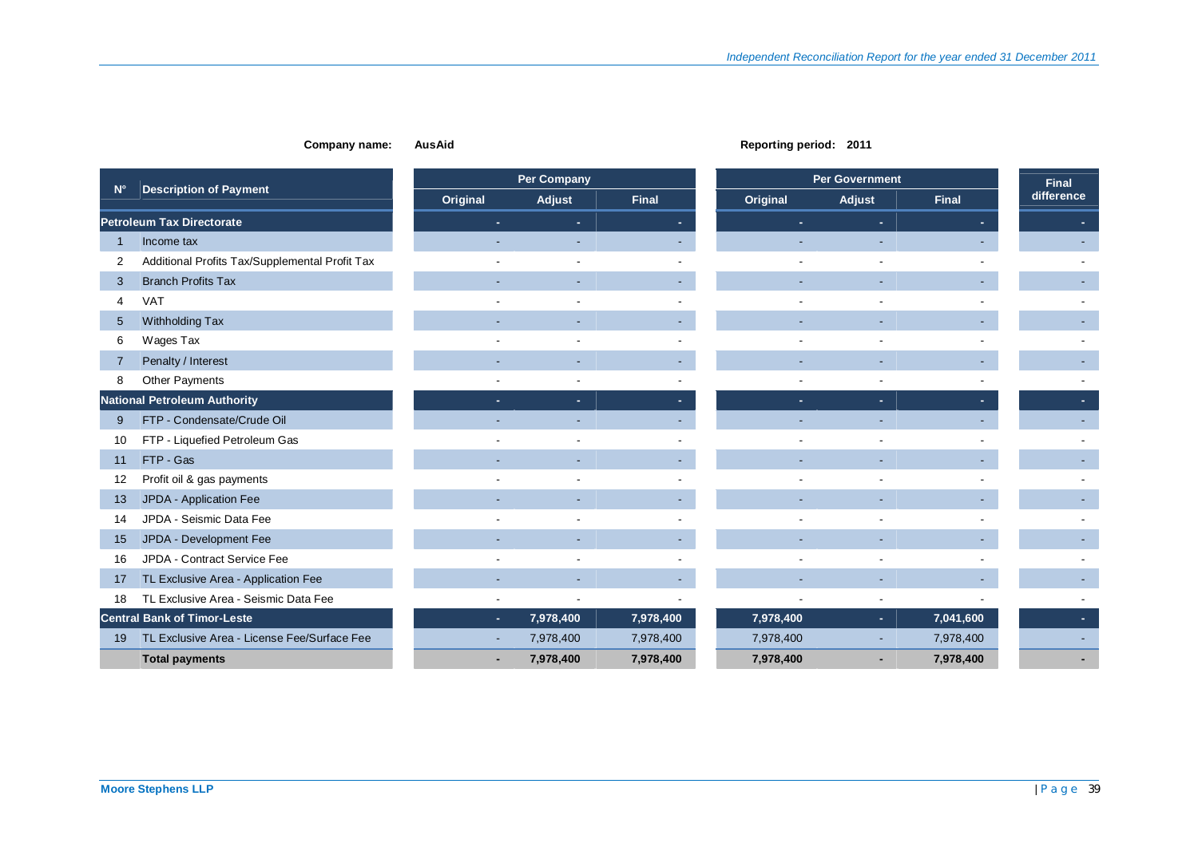**Company name:** AusAid

**Reporting period:** 2011

| N° | Description of Payment | Per Company | | | Per Government | | | Final difference |
|---|---|---|---|---|---|---|---|---|
| | | Original | Adjust | Final | Original | Adjust | Final | |
| **Petroleum Tax Directorate** | | - | - | - | - | - | - | - |
| 1 | Income tax | - | - | - | - | - | - | - |
| 2 | Additional Profits Tax/Supplemental Profit Tax | - | - | - | - | - | - | - |
| 3 | Branch Profits Tax | - | - | - | - | - | - | - |
| 4 | VAT | - | - | - | - | - | - | - |
| 5 | Withholding Tax | - | - | - | - | - | - | - |
| 6 | Wages Tax | - | - | - | - | - | - | - |
| 7 | Penalty / Interest | - | - | - | - | - | - | - |
| 8 | Other Payments | - | - | - | - | - | - | - |
| **National Petroleum Authority** | | - | - | - | - | - | - | - |
| 9 | FTP - Condensate/Crude Oil | - | - | - | - | - | - | - |
| 10 | FTP - Liquefied Petroleum Gas | - | - | - | - | - | - | - |
| 11 | FTP - Gas | - | - | - | - | - | - | - |
| 12 | Profit oil & gas payments | - | - | - | - | - | - | - |
| 13 | JPDA - Application Fee | - | - | - | - | - | - | - |
| 14 | JPDA - Seismic Data Fee | - | - | - | - | - | - | - |
| 15 | JPDA - Development Fee | - | - | - | - | - | - | - |
| 16 | JPDA - Contract Service Fee | - | - | - | - | - | - | - |
| 17 | TL Exclusive Area - Application Fee | - | - | - | - | - | - | - |
| 18 | TL Exclusive Area - Seismic Data Fee | - | - | - | - | - | - | - |
| **Central Bank of Timor-Leste** | | - | **7,978,400** | **7,978,400** | **7,978,400** | - | **7,041,600** | - |
| 19 | TL Exclusive Area - License Fee/Surface Fee | - | 7,978,400 | 7,978,400 | 7,978,400 | - | 7,978,400 | - |
| | **Total payments** | - | **7,978,400** | **7,978,400** | **7,978,400** | - | **7,978,400** | - |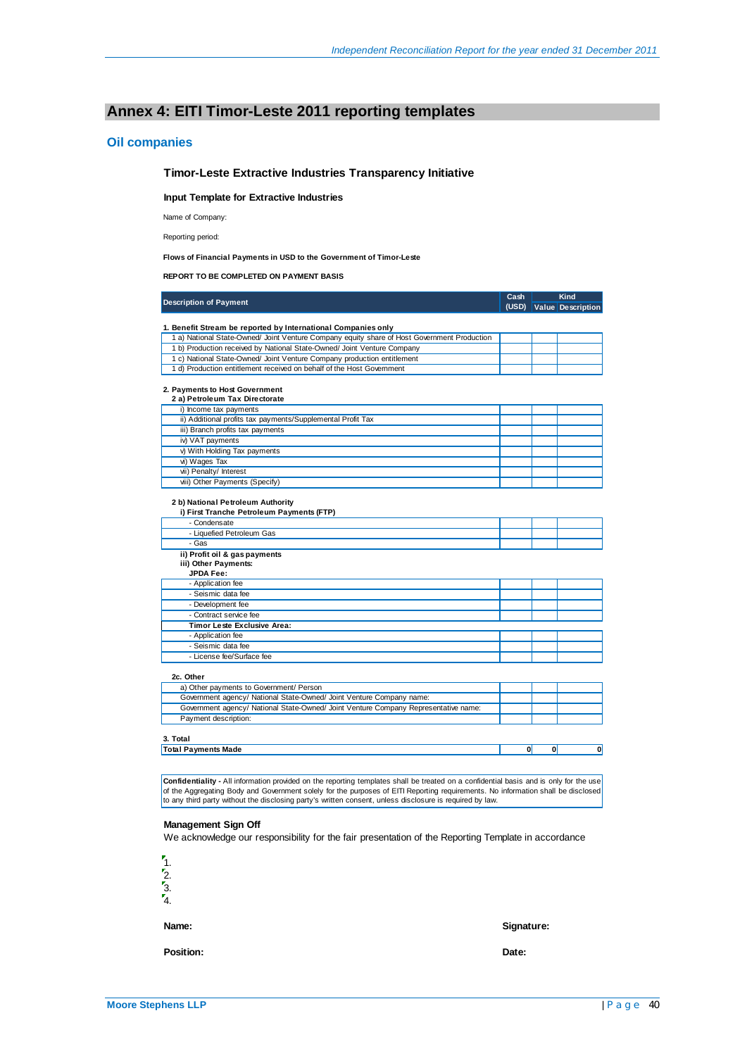## Annex 4: EITI Timor-Leste 2011 reporting templates

### Oil companies

#### Timor-Leste Extractive Industries Transparency Initiative

**Input Template for Extractive Industries**

Name of Company:

Reporting period:

**Flows of Financial Payments in USD to the Government of Timor-Leste**

**REPORT TO BE COMPLETED ON PAYMENT BASIS**

| Description of Payment | Cash (USD) | Kind | |
|---|---|---|---|
| | | Value | Description |
| **1. Benefit Stream be reported by International Companies only** | | | |
| 1 a) National State-Owned/ Joint Venture Company equity share of Host Government Production | | | |
| 1 b) Production received by National State-Owned/ Joint Venture Company | | | |
| 1 c) National State-Owned/ Joint Venture Company production entitlement | | | |
| 1 d) Production entitlement received on behalf of the Host Government | | | |
| **2. Payments to Host Government** | | | |
| **2 a) Petroleum Tax Directorate** | | | |
| i) Income tax payments | | | |
| ii) Additional profits tax payments/Supplemental Profit Tax | | | |
| iii) Branch profits tax payments | | | |
| iv) VAT payments | | | |
| v) With Holding Tax payments | | | |
| vi) Wages Tax | | | |
| vii) Penalty/ Interest | | | |
| viii) Other Payments (Specify) | | | |
| **2 b) National Petroleum Authority** | | | |
| **i) First Tranche Petroleum Payments (FTP)** | | | |
| - Condensate | | | |
| - Liquefied Petroleum Gas | | | |
| - Gas | | | |
| **ii) Profit oil & gas payments** | | | |
| **iii) Other Payments:** | | | |
| **JPDA Fee:** | | | |
| - Application fee | | | |
| - Seismic data fee | | | |
| - Development fee | | | |
| - Contract service fee | | | |
| **Timor Leste Exclusive Area:** | | | |
| - Application fee | | | |
| - Seismic data fee | | | |
| - License fee/Surface fee | | | |
| **2c. Other** | | | |
| a) Other payments to Government/ Person | | | |
| Government agency/ National State-Owned/ Joint Venture Company name: | | | |
| Government agency/ National State-Owned/ Joint Venture Company Representative name: | | | |
| Payment description: | | | |
| **3. Total** | | | |
| **Total Payments Made** | 0 | 0 | 0 |

**Confidentiality -** All information provided on the reporting templates shall be treated on a confidential basis and is only for the use of the Aggregating Body and Government solely for the purposes of EITI Reporting requirements. No information shall be disclosed to any third party without the disclosing party's written consent, unless disclosure is required by law.

**Management Sign Off**

We acknowledge our responsibility for the fair presentation of the Reporting Template in accordance

1.
2.
3.
4.

**Name:** **Signature:**

**Position:** **Date:**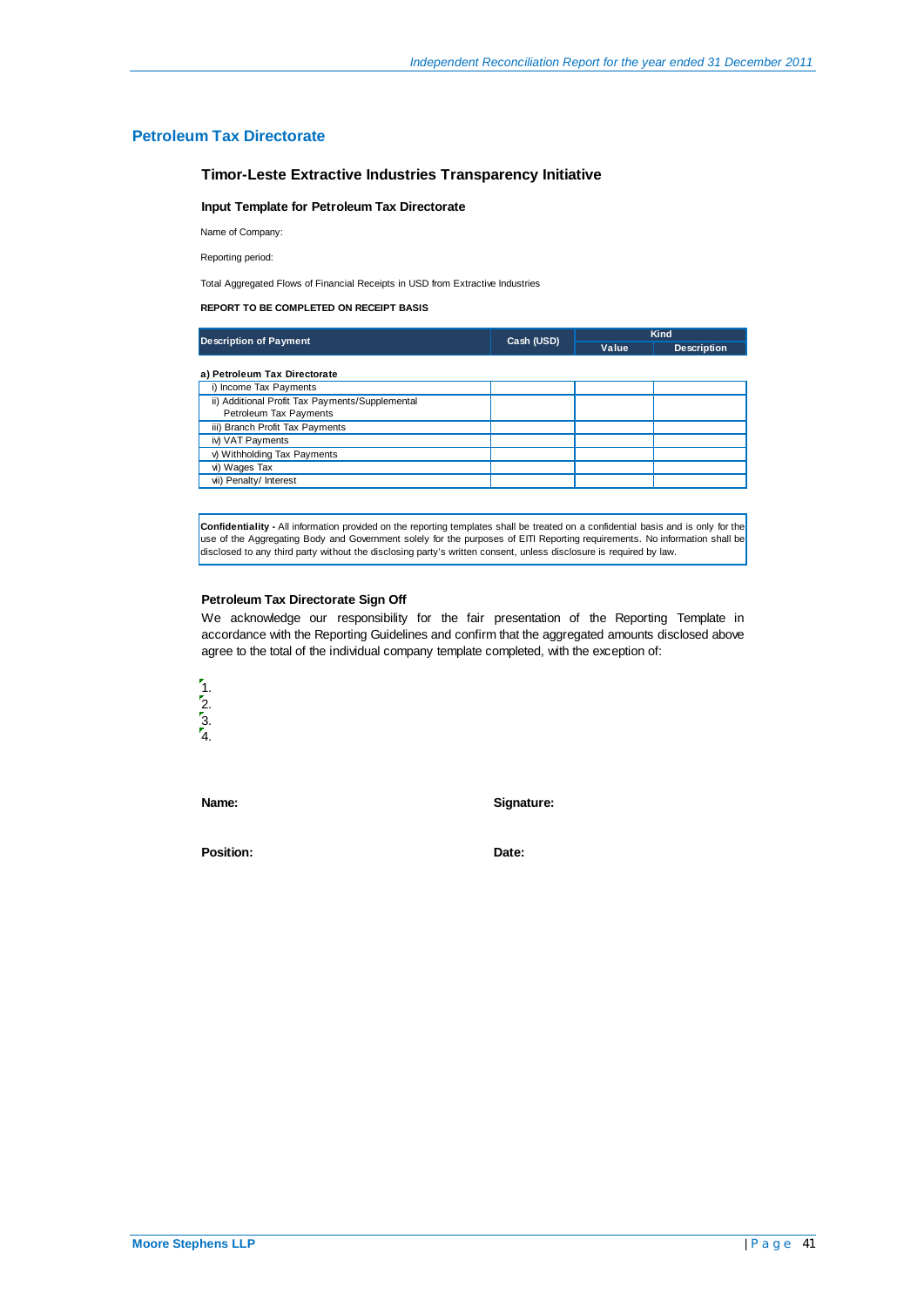## Petroleum Tax Directorate

### Timor-Leste Extractive Industries Transparency Initiative

#### Input Template for Petroleum Tax Directorate

Name of Company:

Reporting period:

Total Aggregated Flows of Financial Receipts in USD from Extractive Industries

**REPORT TO BE COMPLETED ON RECEIPT BASIS**

| Description of Payment | Cash (USD) | Kind | |
|---|---|---|---|
| | | Value | Description |
| **a) Petroleum Tax Directorate** | | | |
| i) Income Tax Payments | | | |
| ii) Additional Profit Tax Payments/Supplemental Petroleum Tax Payments | | | |
| iii) Branch Profit Tax Payments | | | |
| iv) VAT Payments | | | |
| v) Withholding Tax Payments | | | |
| vi) Wages Tax | | | |
| vii) Penalty/ Interest | | | |

**Confidentiality -** All information provided on the reporting templates shall be treated on a confidential basis and is only for the use of the Aggregating Body and Government solely for the purposes of EITI Reporting requirements. No information shall be disclosed to any third party without the disclosing party's written consent, unless disclosure is required by law.

#### Petroleum Tax Directorate Sign Off

We acknowledge our responsibility for the fair presentation of the Reporting Template in accordance with the Reporting Guidelines and confirm that the aggregated amounts disclosed above agree to the total of the individual company template completed, with the exception of:

1.
2.
3.
4.

**Name:** **Signature:**

**Position:** **Date:**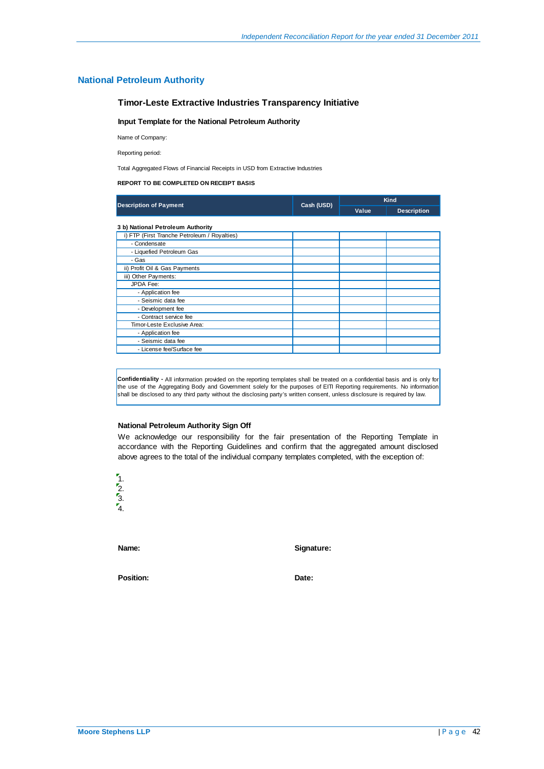## National Petroleum Authority

### Timor-Leste Extractive Industries Transparency Initiative

**Input Template for the National Petroleum Authority**

Name of Company:

Reporting period:

Total Aggregated Flows of Financial Receipts in USD from Extractive Industries

**REPORT TO BE COMPLETED ON RECEIPT BASIS**

| Description of Payment | Cash (USD) | Kind | |
|---|---|---|---|
| | | Value | Description |
| **3 b) National Petroleum Authority** | | | |
| i) FTP (First Tranche Petroleum / Royalties) | | | |
| - Condensate | | | |
| - Liquefied Petroleum Gas | | | |
| - Gas | | | |
| ii) Profit Oil & Gas Payments | | | |
| iii) Other Payments: | | | |
| JPDA Fee: | | | |
| - Application fee | | | |
| - Seismic data fee | | | |
| - Development fee | | | |
| - Contract service fee | | | |
| Timor-Leste Exclusive Area: | | | |
| - Application fee | | | |
| - Seismic data fee | | | |
| - License fee/Surface fee | | | |

**Confidentiality -** All information provided on the reporting templates shall be treated on a confidential basis and is only for the use of the Aggregating Body and Government solely for the purposes of EITI Reporting requirements. No information shall be disclosed to any third party without the disclosing party's written consent, unless disclosure is required by law.

**National Petroleum Authority Sign Off**

We acknowledge our responsibility for the fair presentation of the Reporting Template in accordance with the Reporting Guidelines and confirm that the aggregated amount disclosed above agrees to the total of the individual company templates completed, with the exception of:

1.
2.
3.
4.

**Name:** **Signature:**

**Position:** **Date:**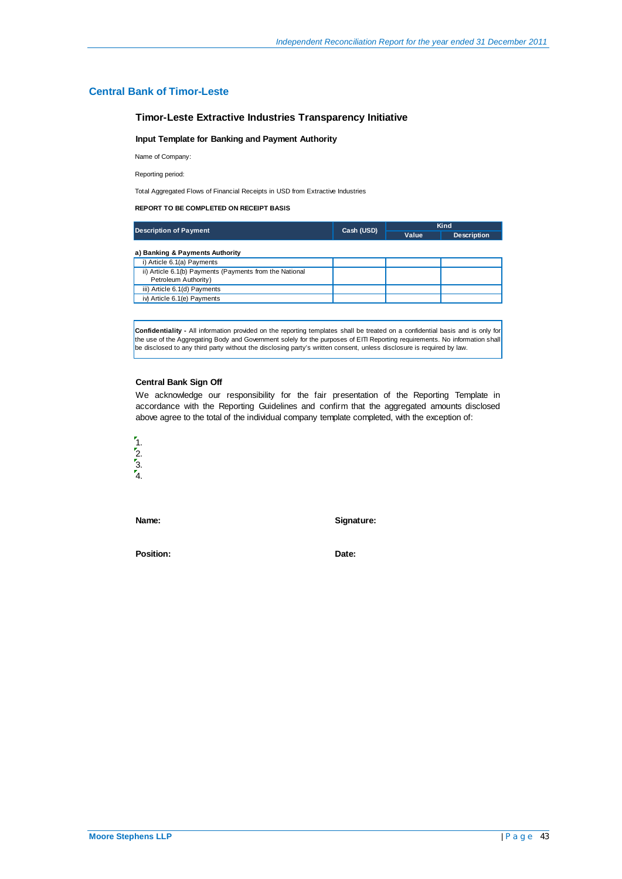## Central Bank of Timor-Leste

### Timor-Leste Extractive Industries Transparency Initiative

#### Input Template for Banking and Payment Authority

Name of Company:

Reporting period:

Total Aggregated Flows of Financial Receipts in USD from Extractive Industries

**REPORT TO BE COMPLETED ON RECEIPT BASIS**

| Description of Payment | Cash (USD) | Kind | |
|---|---|---|---|
| | | Value | Description |
| **a) Banking & Payments Authority** | | | |
| i) Article 6.1(a) Payments | | | |
| ii) Article 6.1(b) Payments (Payments from the National Petroleum Authority) | | | |
| iii) Article 6.1(d) Payments | | | |
| iv) Article 6.1(e) Payments | | | |

**Confidentiality -** All information provided on the reporting templates shall be treated on a confidential basis and is only for the use of the Aggregating Body and Government solely for the purposes of EITI Reporting requirements. No information shall be disclosed to any third party without the disclosing party's written consent, unless disclosure is required by law.

#### Central Bank Sign Off

We acknowledge our responsibility for the fair presentation of the Reporting Template in accordance with the Reporting Guidelines and confirm that the aggregated amounts disclosed above agree to the total of the individual company template completed, with the exception of:

1.
2.
3.
4.

**Name:** **Signature:**

**Position:** **Date:**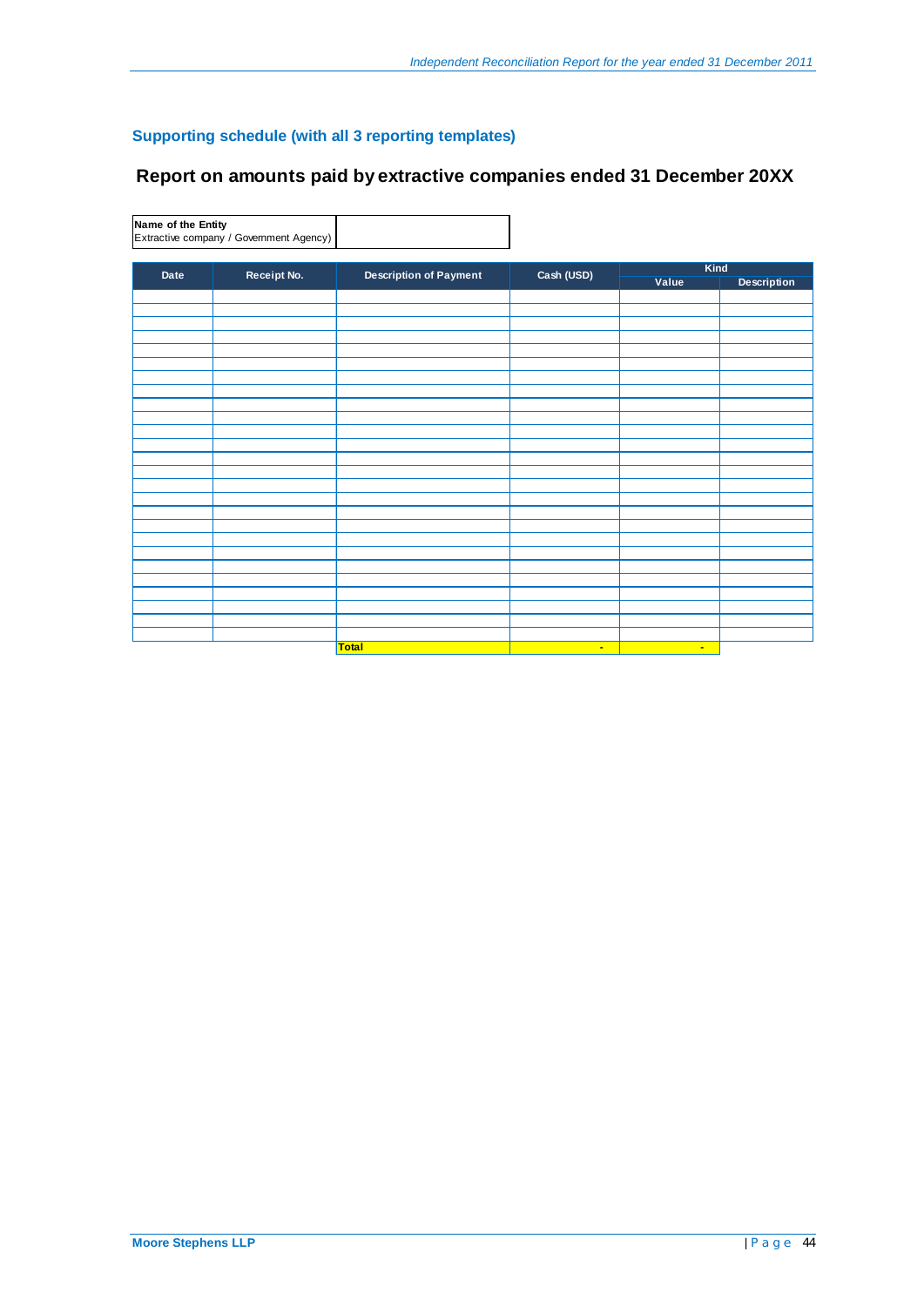## Supporting schedule (with all 3 reporting templates)

# Report on amounts paid by extractive companies ended 31 December 20XX

| Name of the Entity<br>Extractive company / Government Agency) | |
|---|---|

| Date | Receipt No. | Description of Payment | Cash (USD) | Kind | |
|---|---|---|---|---|---|
| | | | | Value | Description |
| | | | | | |
| | | | | | |
| | | | | | |
| | | | | | |
| | | | | | |
| | | | | | |
| | | | | | |
| | | | | | |
| | | | | | |
| | | | | | |
| | | | | | |
| | | | | | |
| | | | | | |
| | | | | | |
| | | | | | |
| | | | | | |
| | | | | | |
| | | | | | |
| | | | | | |
| | | | | | |
| | | | | | |
| | | | | | |
| | | | | | |
| | | | | | |
| | | | | | |
| | | Total | - | - | |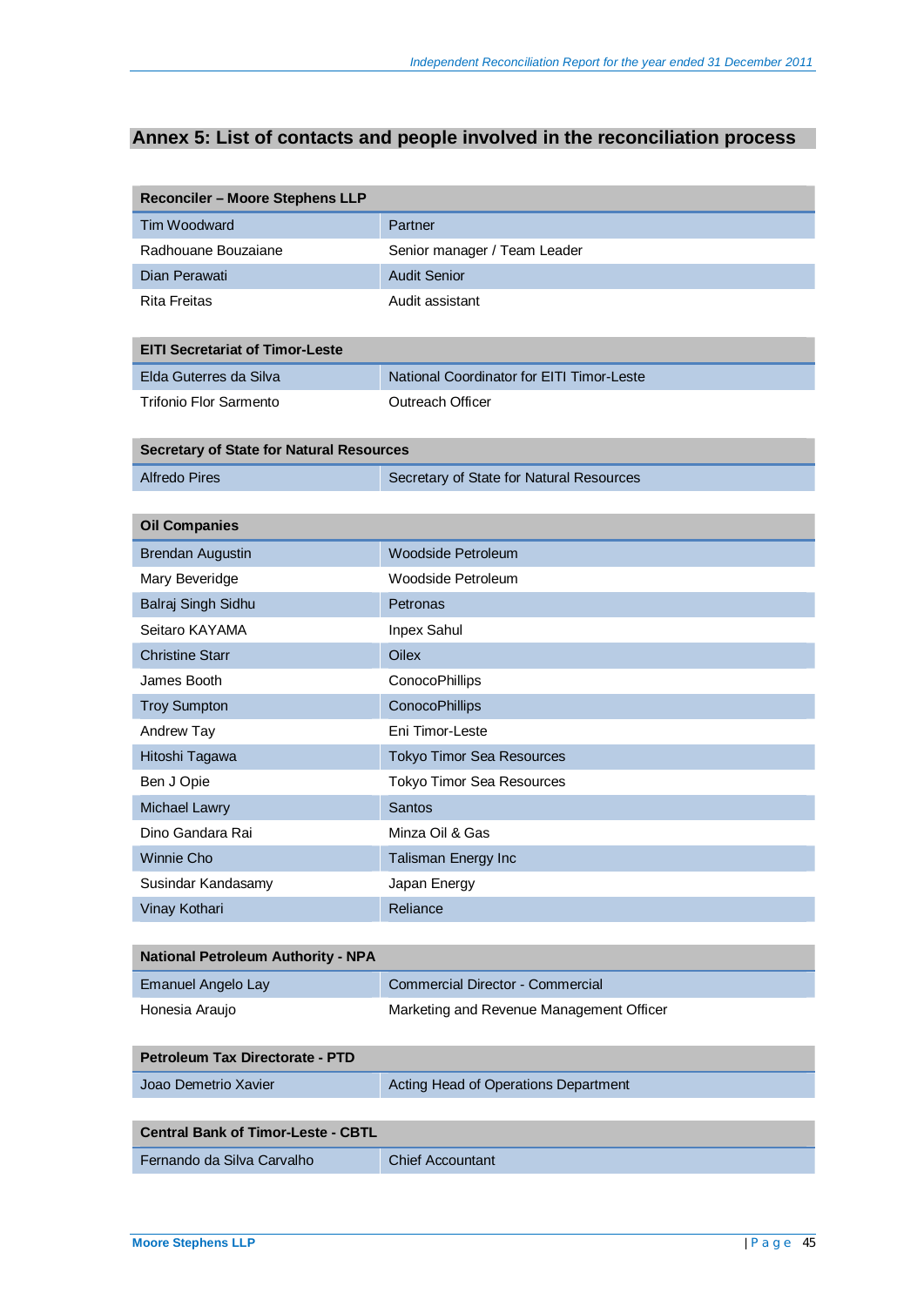## Annex 5: List of contacts and people involved in the reconciliation process

| Reconciler – Moore Stephens LLP | |
|---|---|
| Tim Woodward | Partner |
| Radhouane Bouzaiane | Senior manager / Team Leader |
| Dian Perawati | Audit Senior |
| Rita Freitas | Audit assistant |

| EITI Secretariat of Timor-Leste | |
|---|---|
| Elda Guterres da Silva | National Coordinator for EITI Timor-Leste |
| Trifonio Flor Sarmento | Outreach Officer |

| Secretary of State for Natural Resources | |
|---|---|
| Alfredo Pires | Secretary of State for Natural Resources |

| Oil Companies | |
|---|---|
| Brendan Augustin | Woodside Petroleum |
| Mary Beveridge | Woodside Petroleum |
| Balraj Singh Sidhu | Petronas |
| Seitaro KAYAMA | Inpex Sahul |
| Christine Starr | Oilex |
| James Booth | ConocoPhillips |
| Troy Sumpton | ConocoPhillips |
| Andrew Tay | Eni Timor-Leste |
| Hitoshi Tagawa | Tokyo Timor Sea Resources |
| Ben J Opie | Tokyo Timor Sea Resources |
| Michael Lawry | Santos |
| Dino Gandara Rai | Minza Oil & Gas |
| Winnie Cho | Talisman Energy Inc |
| Susindar Kandasamy | Japan Energy |
| Vinay Kothari | Reliance |

| National Petroleum Authority - NPA | |
|---|---|
| Emanuel Angelo Lay | Commercial Director - Commercial |
| Honesia Araujo | Marketing and Revenue Management Officer |

| Petroleum Tax Directorate - PTD | |
|---|---|
| Joao Demetrio Xavier | Acting Head of Operations Department |

| Central Bank of Timor-Leste - CBTL | |
|---|---|
| Fernando da Silva Carvalho | Chief Accountant |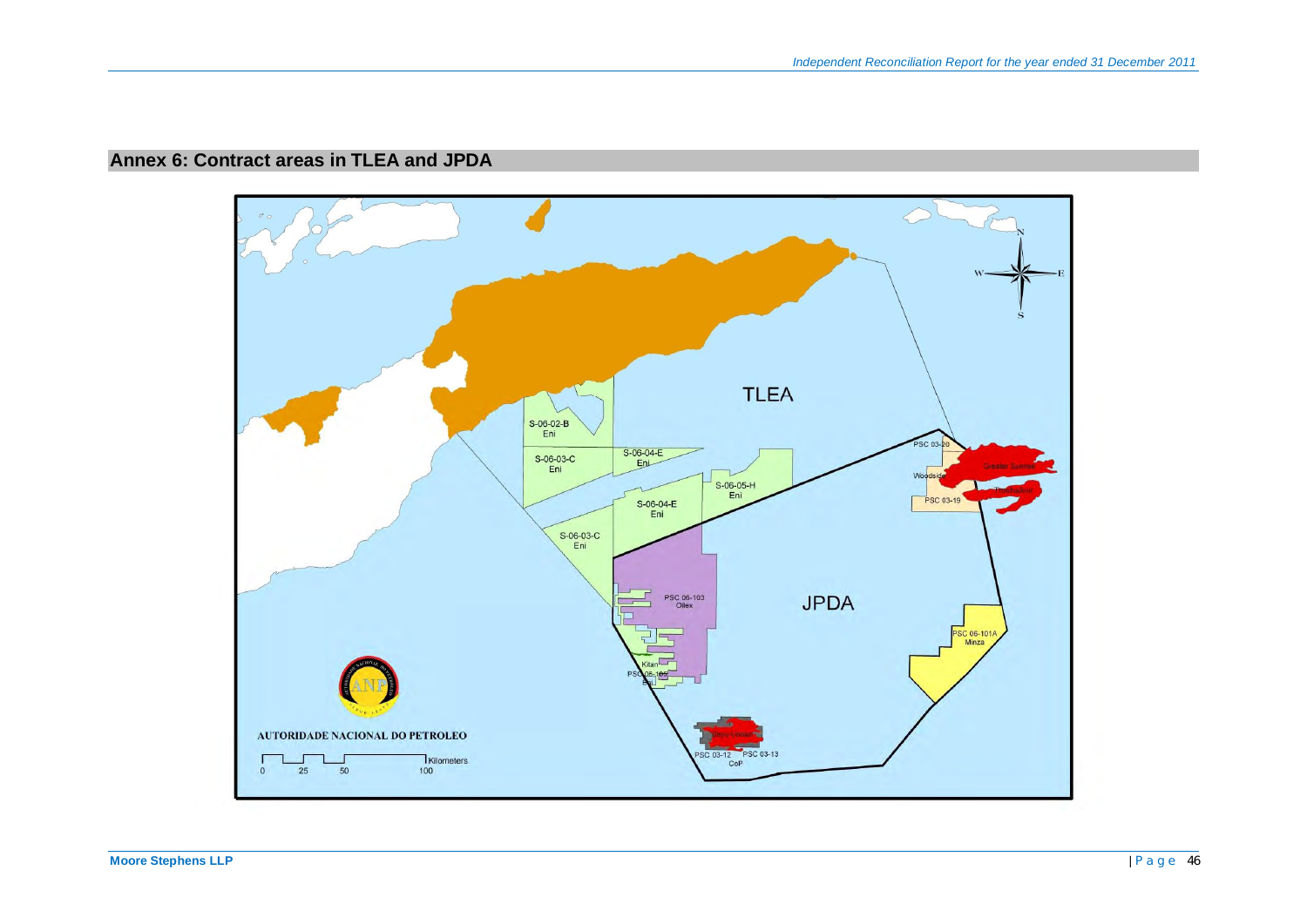## Annex 6: Contract areas in TLEA and JPDA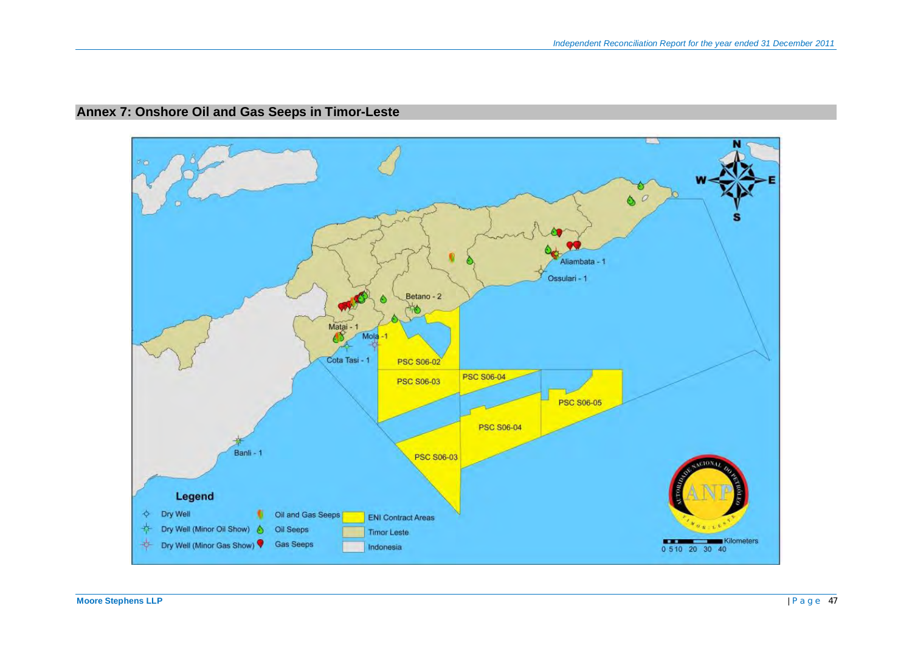## Annex 7: Onshore Oil and Gas Seeps in Timor-Leste

N
W
E
S

Aliambata - 1
Ossulari - 1
Betano - 2
Matai - 1
Mola -1
Cota Tasi - 1
Banli - 1
PSC S06-02
PSC S06-03
PSC S06-04
PSC S06-05
PSC S06-04
PSC S06-03

Legend
Dry Well
Dry Well (Minor Oil Show)
Dry Well (Minor Gas Show)
Oil and Gas Seeps
Oil Seeps
Gas Seeps
ENI Contract Areas
Timor Leste
Indonesia

Kilometers
0 5 10 20 30 40

AUTORIDADE NACIONAL DO PETRÓLEO
ANP
TIMOR-LESTE